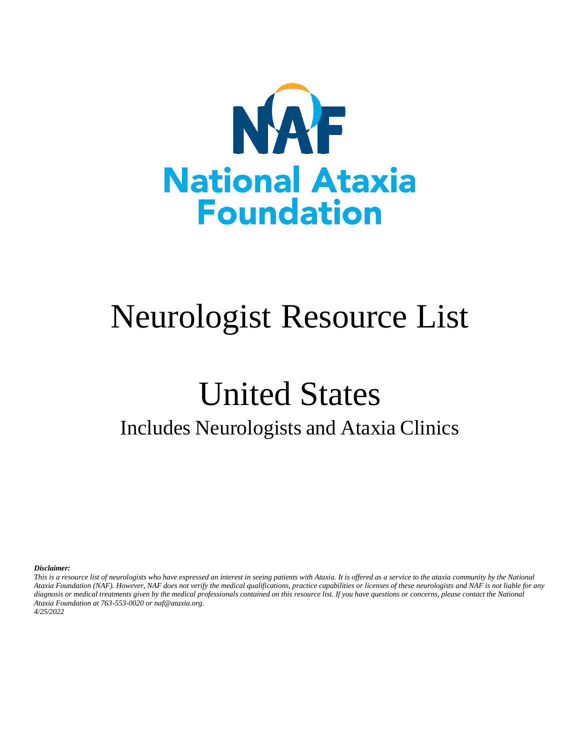NAF

National Ataxia Foundation

# Neurologist Resource List

# United States

## Includes Neurologists and Ataxia Clinics

***Disclaimer:***

*This is a resource list of neurologists who have expressed an interest in seeing patients with Ataxia. It is offered as a service to the ataxia community by the National Ataxia Foundation (NAF). However, NAF does not verify the medical qualifications, practice capabilities or licenses of these neurologists and NAF is not liable for any diagnosis or medical treatments given by the medical professionals contained on this resource list. If you have questions or concerns, please contact the National Ataxia Foundation at 763-553-0020 or naf@ataxia.org.*

*4/25/2022*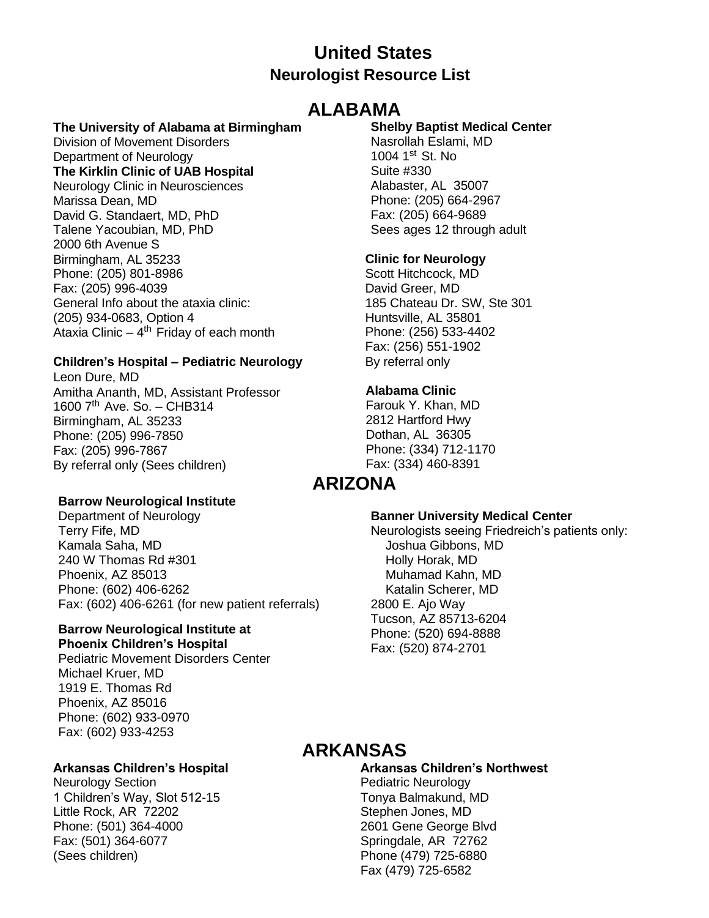# United States

## Neurologist Resource List

## ALABAMA

**The University of Alabama at Birmingham**
Division of Movement Disorders
Department of Neurology
**The Kirklin Clinic of UAB Hospital**
Neurology Clinic in Neurosciences
Marissa Dean, MD
David G. Standaert, MD, PhD
Talene Yacoubian, MD, PhD
2000 6th Avenue S
Birmingham, AL 35233
Phone: (205) 801-8986
Fax: (205) 996-4039
General Info about the ataxia clinic:
(205) 934-0683, Option 4
Ataxia Clinic – 4th Friday of each month

**Children's Hospital – Pediatric Neurology**
Leon Dure, MD
Amitha Ananth, MD, Assistant Professor
1600 7th Ave. So. – CHB314
Birmingham, AL 35233
Phone: (205) 996-7850
Fax: (205) 996-7867
By referral only (Sees children)

**Shelby Baptist Medical Center**
Nasrollah Eslami, MD
1004 1st St. No
Suite #330
Alabaster, AL 35007
Phone: (205) 664-2967
Fax: (205) 664-9689
Sees ages 12 through adult

**Clinic for Neurology**
Scott Hitchcock, MD
David Greer, MD
185 Chateau Dr. SW, Ste 301
Huntsville, AL 35801
Phone: (256) 533-4402
Fax: (256) 551-1902
By referral only

**Alabama Clinic**
Farouk Y. Khan, MD
2812 Hartford Hwy
Dothan, AL 36305
Phone: (334) 712-1170
Fax: (334) 460-8391

## ARIZONA

**Barrow Neurological Institute**
Department of Neurology
Terry Fife, MD
Kamala Saha, MD
240 W Thomas Rd #301
Phoenix, AZ 85013
Phone: (602) 406-6262
Fax: (602) 406-6261 (for new patient referrals)

**Barrow Neurological Institute at Phoenix Children's Hospital**
Pediatric Movement Disorders Center
Michael Kruer, MD
1919 E. Thomas Rd
Phoenix, AZ 85016
Phone: (602) 933-0970
Fax: (602) 933-4253

**Banner University Medical Center**
Neurologists seeing Friedreich's patients only:
Joshua Gibbons, MD
Holly Horak, MD
Muhamad Kahn, MD
Katalin Scherer, MD
2800 E. Ajo Way
Tucson, AZ 85713-6204
Phone: (520) 694-8888
Fax: (520) 874-2701

## ARKANSAS

**Arkansas Children's Hospital**
Neurology Section
1 Children's Way, Slot 512-15
Little Rock, AR 72202
Phone: (501) 364-4000
Fax: (501) 364-6077
(Sees children)

**Arkansas Children's Northwest**
Pediatric Neurology
Tonya Balmakund, MD
Stephen Jones, MD
2601 Gene George Blvd
Springdale, AR 72762
Phone (479) 725-6880
Fax (479) 725-6582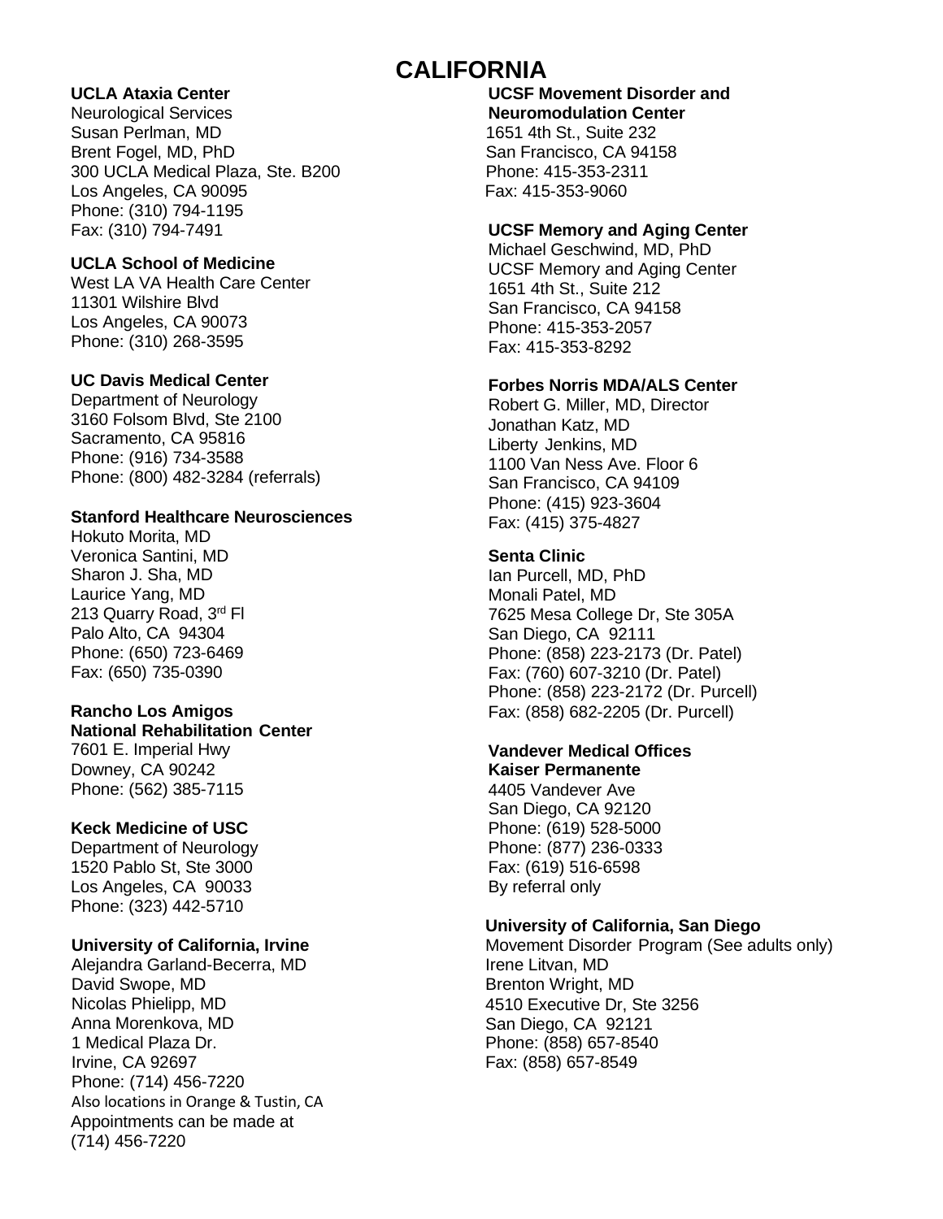# CALIFORNIA

**UCLA Ataxia Center**
Neurological Services
Susan Perlman, MD
Brent Fogel, MD, PhD
300 UCLA Medical Plaza, Ste. B200
Los Angeles, CA 90095
Phone: (310) 794-1195
Fax: (310) 794-7491

**UCLA School of Medicine**
West LA VA Health Care Center
11301 Wilshire Blvd
Los Angeles, CA 90073
Phone: (310) 268-3595

**UC Davis Medical Center**
Department of Neurology
3160 Folsom Blvd, Ste 2100
Sacramento, CA 95816
Phone: (916) 734-3588
Phone: (800) 482-3284 (referrals)

**Stanford Healthcare Neurosciences**
Hokuto Morita, MD
Veronica Santini, MD
Sharon J. Sha, MD
Laurice Yang, MD
213 Quarry Road, 3rd Fl
Palo Alto, CA 94304
Phone: (650) 723-6469
Fax: (650) 735-0390

**Rancho Los Amigos National Rehabilitation Center**
7601 E. Imperial Hwy
Downey, CA 90242
Phone: (562) 385-7115

**Keck Medicine of USC**
Department of Neurology
1520 Pablo St, Ste 3000
Los Angeles, CA 90033
Phone: (323) 442-5710

**University of California, Irvine**
Alejandra Garland-Becerra, MD
David Swope, MD
Nicolas Phielipp, MD
Anna Morenkova, MD
1 Medical Plaza Dr.
Irvine, CA 92697
Phone: (714) 456-7220
Also locations in Orange & Tustin, CA
Appointments can be made at (714) 456-7220

**UCSF Movement Disorder and Neuromodulation Center**
1651 4th St., Suite 232
San Francisco, CA 94158
Phone: 415-353-2311
Fax: 415-353-9060

**UCSF Memory and Aging Center**
Michael Geschwind, MD, PhD
UCSF Memory and Aging Center
1651 4th St., Suite 212
San Francisco, CA 94158
Phone: 415-353-2057
Fax: 415-353-8292

**Forbes Norris MDA/ALS Center**
Robert G. Miller, MD, Director
Jonathan Katz, MD
Liberty Jenkins, MD
1100 Van Ness Ave. Floor 6
San Francisco, CA 94109
Phone: (415) 923-3604
Fax: (415) 375-4827

**Senta Clinic**
Ian Purcell, MD, PhD
Monali Patel, MD
7625 Mesa College Dr, Ste 305A
San Diego, CA 92111
Phone: (858) 223-2173 (Dr. Patel)
Fax: (760) 607-3210 (Dr. Patel)
Phone: (858) 223-2172 (Dr. Purcell)
Fax: (858) 682-2205 (Dr. Purcell)

**Vandever Medical Offices Kaiser Permanente**
4405 Vandever Ave
San Diego, CA 92120
Phone: (619) 528-5000
Phone: (877) 236-0333
Fax: (619) 516-6598
By referral only

**University of California, San Diego**
Movement Disorder Program (See adults only)
Irene Litvan, MD
Brenton Wright, MD
4510 Executive Dr, Ste 3256
San Diego, CA 92121
Phone: (858) 657-8540
Fax: (858) 657-8549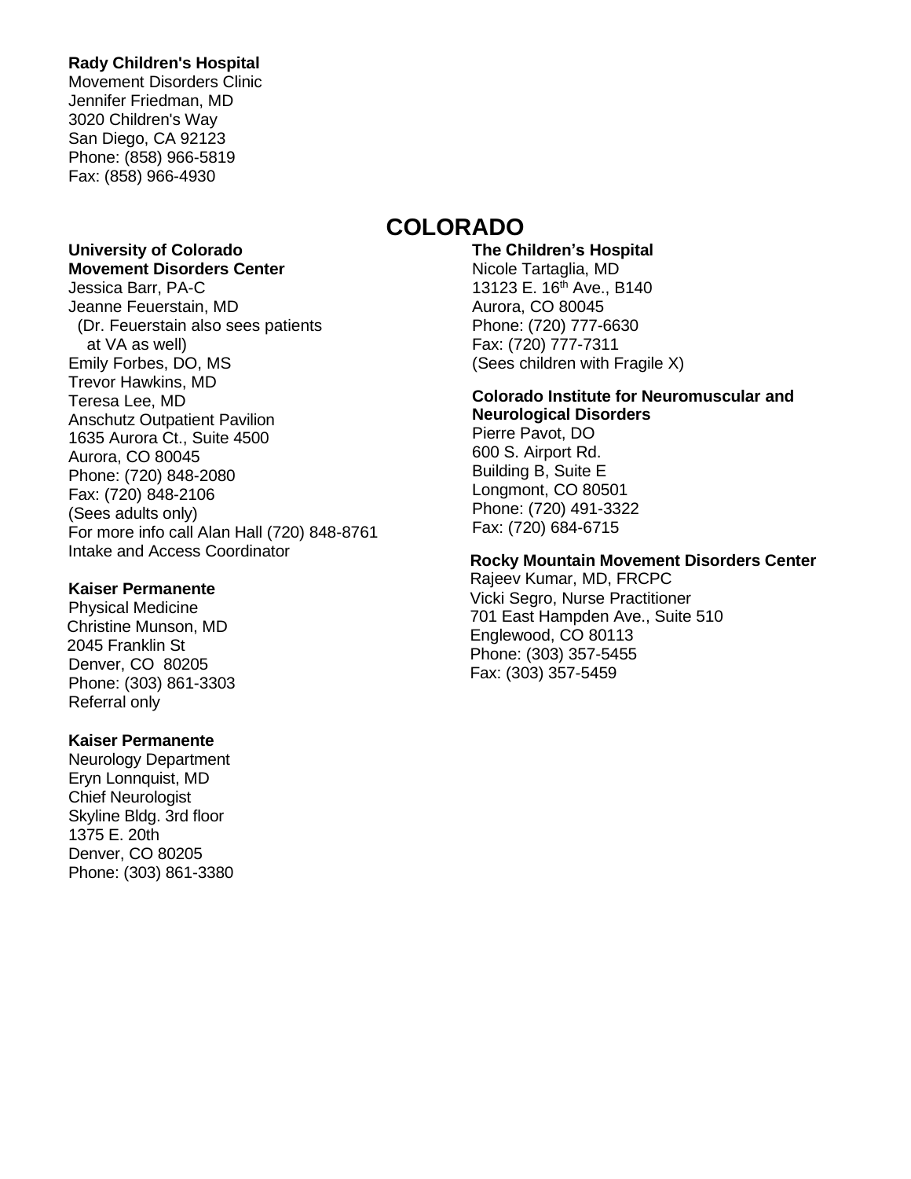**Rady Children's Hospital**
Movement Disorders Clinic
Jennifer Friedman, MD
3020 Children's Way
San Diego, CA 92123
Phone: (858) 966-5819
Fax: (858) 966-4930

# COLORADO

**University of Colorado**
**Movement Disorders Center**
Jessica Barr, PA-C
Jeanne Feuerstain, MD
(Dr. Feuerstain also sees patients at VA as well)
Emily Forbes, DO, MS
Trevor Hawkins, MD
Teresa Lee, MD
Anschutz Outpatient Pavilion
1635 Aurora Ct., Suite 4500
Aurora, CO 80045
Phone: (720) 848-2080
Fax: (720) 848-2106
(Sees adults only)
For more info call Alan Hall (720) 848-8761
Intake and Access Coordinator

**Kaiser Permanente**
Physical Medicine
Christine Munson, MD
2045 Franklin St
Denver, CO 80205
Phone: (303) 861-3303
Referral only

**Kaiser Permanente**
Neurology Department
Eryn Lonnquist, MD
Chief Neurologist
Skyline Bldg. 3rd floor
1375 E. 20th
Denver, CO 80205
Phone: (303) 861-3380

**The Children's Hospital**
Nicole Tartaglia, MD
13123 E. 16th Ave., B140
Aurora, CO 80045
Phone: (720) 777-6630
Fax: (720) 777-7311
(Sees children with Fragile X)

**Colorado Institute for Neuromuscular and Neurological Disorders**
Pierre Pavot, DO
600 S. Airport Rd.
Building B, Suite E
Longmont, CO 80501
Phone: (720) 491-3322
Fax: (720) 684-6715

**Rocky Mountain Movement Disorders Center**
Rajeev Kumar, MD, FRCPC
Vicki Segro, Nurse Practitioner
701 East Hampden Ave., Suite 510
Englewood, CO 80113
Phone: (303) 357-5455
Fax: (303) 357-5459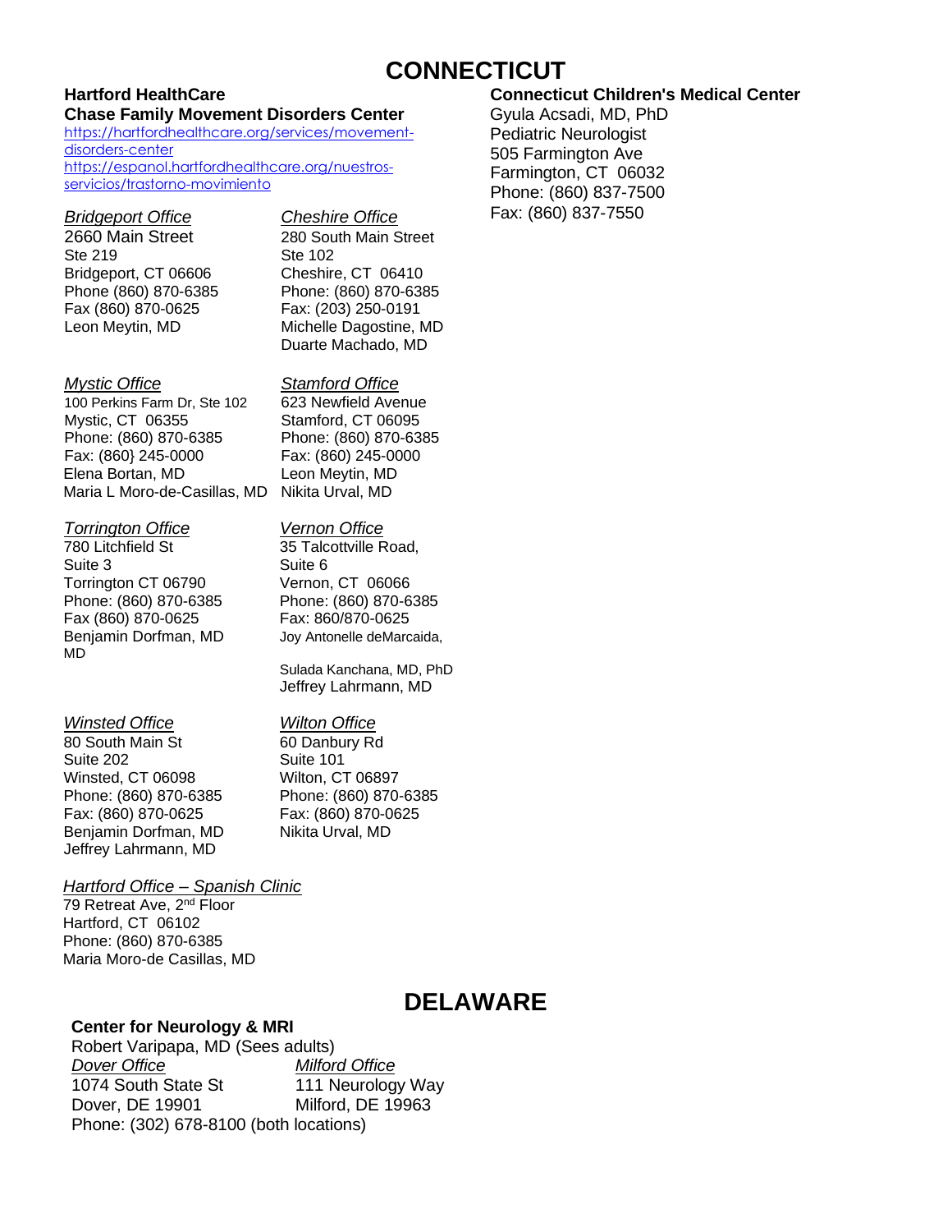# CONNECTICUT

### Hartford HealthCare
### Chase Family Movement Disorders Center

https://hartfordhealthcare.org/services/movement-disorders-center
https://espanol.hartfordhealthcare.org/nuestros-servicios/trastorno-movimiento

*Bridgeport Office*
2660 Main Street
Ste 219
Bridgeport, CT 06606
Phone (860) 870-6385
Fax (860) 870-0625
Leon Meytin, MD

*Cheshire Office*
280 South Main Street
Ste 102
Cheshire, CT 06410
Phone: (860) 870-6385
Fax: (203) 250-0191
Michelle Dagostine, MD
Duarte Machado, MD

*Mystic Office*
100 Perkins Farm Dr, Ste 102
Mystic, CT 06355
Phone: (860) 870-6385
Fax: (860} 245-0000
Elena Bortan, MD
Maria L Moro-de-Casillas, MD

*Stamford Office*
623 Newfield Avenue
Stamford, CT 06095
Phone: (860) 870-6385
Fax: (860) 245-0000
Leon Meytin, MD
Nikita Urval, MD

*Torrington Office*
780 Litchfield St
Suite 3
Torrington CT 06790
Phone: (860) 870-6385
Fax (860) 870-0625
Benjamin Dorfman, MD
MD

*Vernon Office*
35 Talcottville Road,
Suite 6
Vernon, CT 06066
Phone: (860) 870-6385
Fax: 860/870-0625
Joy Antonelle deMarcaida,
Sulada Kanchana, MD, PhD
Jeffrey Lahrmann, MD

*Winsted Office*
80 South Main St
Suite 202
Winsted, CT 06098
Phone: (860) 870-6385
Fax: (860) 870-0625
Benjamin Dorfman, MD
Jeffrey Lahrmann, MD

*Wilton Office*
60 Danbury Rd
Suite 101
Wilton, CT 06897
Phone: (860) 870-6385
Fax: (860) 870-0625
Nikita Urval, MD

*Hartford Office – Spanish Clinic*
79 Retreat Ave, 2nd Floor
Hartford, CT 06102
Phone: (860) 870-6385
Maria Moro-de Casillas, MD

### Connecticut Children's Medical Center

Gyula Acsadi, MD, PhD
Pediatric Neurologist
505 Farmington Ave
Farmington, CT 06032
Phone: (860) 837-7500
Fax: (860) 837-7550

# DELAWARE

### Center for Neurology & MRI

Robert Varipapa, MD (Sees adults)

*Dover Office*
1074 South State St
Dover, DE 19901

*Milford Office*
111 Neurology Way
Milford, DE 19963

Phone: (302) 678-8100 (both locations)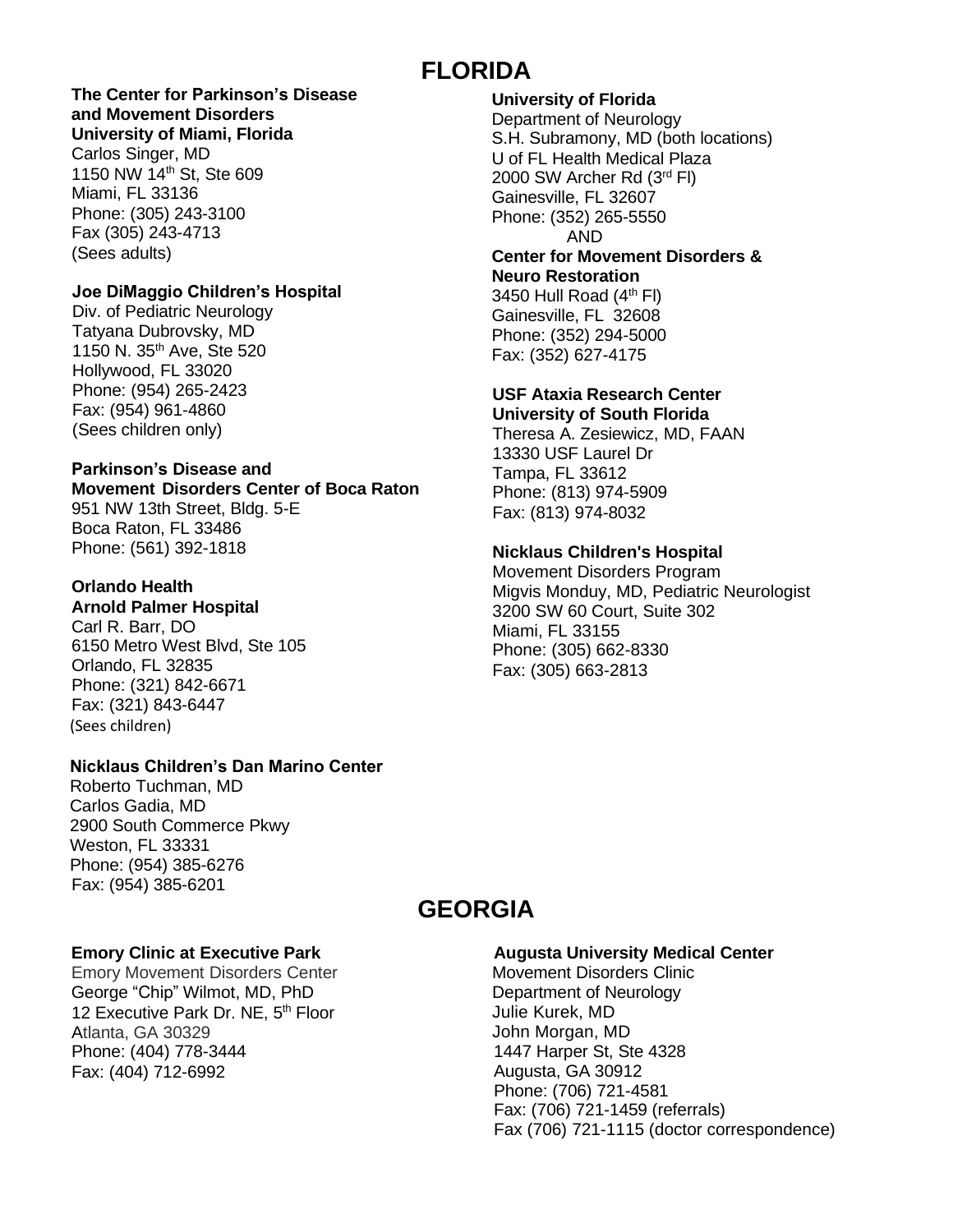# FLORIDA

**The Center for Parkinson's Disease and Movement Disorders University of Miami, Florida**
Carlos Singer, MD
1150 NW 14th St, Ste 609
Miami, FL 33136
Phone: (305) 243-3100
Fax (305) 243-4713
(Sees adults)

**Joe DiMaggio Children's Hospital**
Div. of Pediatric Neurology
Tatyana Dubrovsky, MD
1150 N. 35th Ave, Ste 520
Hollywood, FL 33020
Phone: (954) 265-2423
Fax: (954) 961-4860
(Sees children only)

**Parkinson's Disease and Movement Disorders Center of Boca Raton**
951 NW 13th Street, Bldg. 5-E
Boca Raton, FL 33486
Phone: (561) 392-1818

**Orlando Health Arnold Palmer Hospital**
Carl R. Barr, DO
6150 Metro West Blvd, Ste 105
Orlando, FL 32835
Phone: (321) 842-6671
Fax: (321) 843-6447
(Sees children)

**Nicklaus Children's Dan Marino Center**
Roberto Tuchman, MD
Carlos Gadia, MD
2900 South Commerce Pkwy
Weston, FL 33331
Phone: (954) 385-6276
Fax: (954) 385-6201

**University of Florida**
Department of Neurology
S.H. Subramony, MD (both locations)
U of FL Health Medical Plaza
2000 SW Archer Rd (3rd Fl)
Gainesville, FL 32607
Phone: (352) 265-5550
AND
**Center for Movement Disorders & Neuro Restoration**
3450 Hull Road (4th Fl)
Gainesville, FL 32608
Phone: (352) 294-5000
Fax: (352) 627-4175

**USF Ataxia Research Center University of South Florida**
Theresa A. Zesiewicz, MD, FAAN
13330 USF Laurel Dr
Tampa, FL 33612
Phone: (813) 974-5909
Fax: (813) 974-8032

**Nicklaus Children's Hospital**
Movement Disorders Program
Migvis Monduy, MD, Pediatric Neurologist
3200 SW 60 Court, Suite 302
Miami, FL 33155
Phone: (305) 662-8330
Fax: (305) 663-2813

# GEORGIA

**Emory Clinic at Executive Park**
Emory Movement Disorders Center
George "Chip" Wilmot, MD, PhD
12 Executive Park Dr. NE, 5th Floor
Atlanta, GA 30329
Phone: (404) 778-3444
Fax: (404) 712-6992

**Augusta University Medical Center**
Movement Disorders Clinic
Department of Neurology
Julie Kurek, MD
John Morgan, MD
1447 Harper St, Ste 4328
Augusta, GA 30912
Phone: (706) 721-4581
Fax: (706) 721-1459 (referrals)
Fax (706) 721-1115 (doctor correspondence)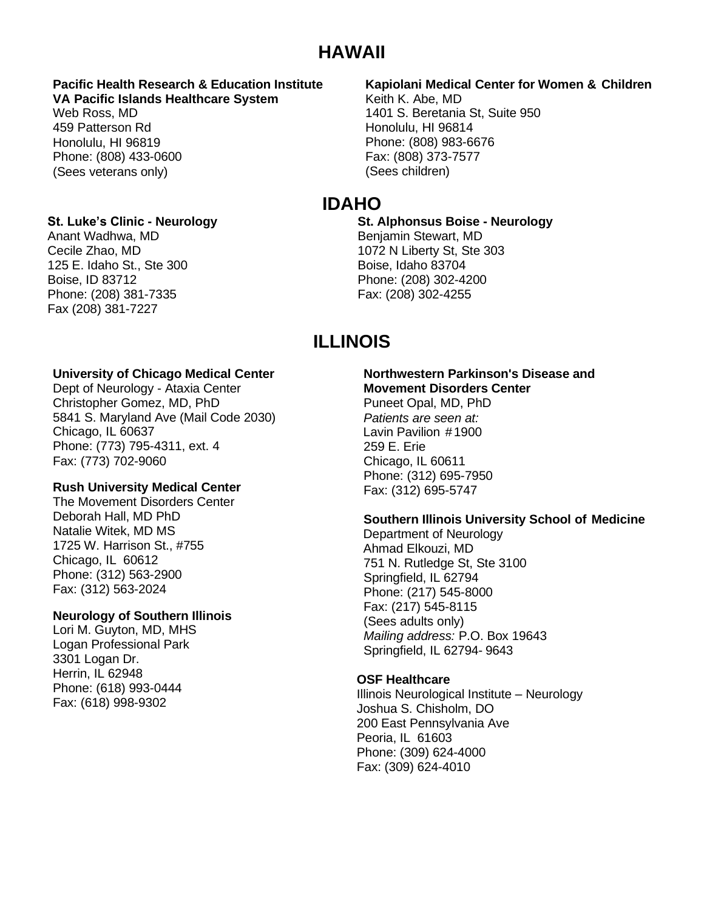# HAWAII

**Pacific Health Research & Education Institute**
**VA Pacific Islands Healthcare System**
Web Ross, MD
459 Patterson Rd
Honolulu, HI 96819
Phone: (808) 433-0600
(Sees veterans only)

**Kapiolani Medical Center for Women & Children**
Keith K. Abe, MD
1401 S. Beretania St, Suite 950
Honolulu, HI 96814
Phone: (808) 983-6676
Fax: (808) 373-7577
(Sees children)

# IDAHO

**St. Luke's Clinic - Neurology**
Anant Wadhwa, MD
Cecile Zhao, MD
125 E. Idaho St., Ste 300
Boise, ID 83712
Phone: (208) 381-7335
Fax (208) 381-7227

**St. Alphonsus Boise - Neurology**
Benjamin Stewart, MD
1072 N Liberty St, Ste 303
Boise, Idaho 83704
Phone: (208) 302-4200
Fax: (208) 302-4255

# ILLINOIS

**University of Chicago Medical Center**
Dept of Neurology - Ataxia Center
Christopher Gomez, MD, PhD
5841 S. Maryland Ave (Mail Code 2030)
Chicago, IL 60637
Phone: (773) 795-4311, ext. 4
Fax: (773) 702-9060

**Rush University Medical Center**
The Movement Disorders Center
Deborah Hall, MD PhD
Natalie Witek, MD MS
1725 W. Harrison St., #755
Chicago, IL 60612
Phone: (312) 563-2900
Fax: (312) 563-2024

**Neurology of Southern Illinois**
Lori M. Guyton, MD, MHS
Logan Professional Park
3301 Logan Dr.
Herrin, IL 62948
Phone: (618) 993-0444
Fax: (618) 998-9302

**Northwestern Parkinson's Disease and Movement Disorders Center**
Puneet Opal, MD, PhD
*Patients are seen at:*
Lavin Pavilion #1900
259 E. Erie
Chicago, IL 60611
Phone: (312) 695-7950
Fax: (312) 695-5747

**Southern Illinois University School of Medicine**
Department of Neurology
Ahmad Elkouzi, MD
751 N. Rutledge St, Ste 3100
Springfield, IL 62794
Phone: (217) 545-8000
Fax: (217) 545-8115
(Sees adults only)
*Mailing address:* P.O. Box 19643
Springfield, IL 62794- 9643

**OSF Healthcare**
Illinois Neurological Institute – Neurology
Joshua S. Chisholm, DO
200 East Pennsylvania Ave
Peoria, IL 61603
Phone: (309) 624-4000
Fax: (309) 624-4010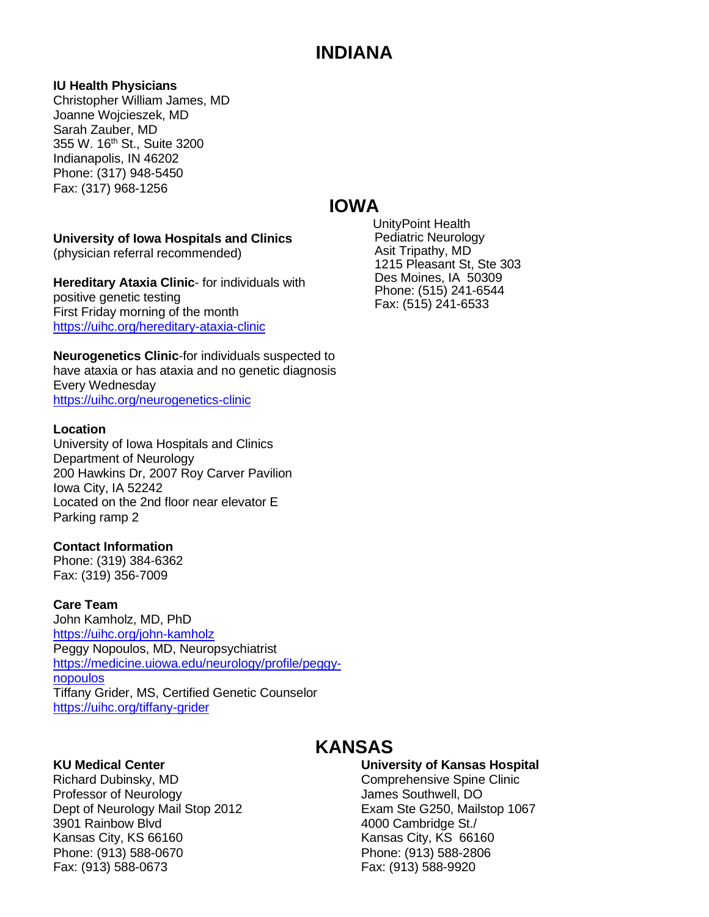# INDIANA

**IU Health Physicians**
Christopher William James, MD
Joanne Wojcieszek, MD
Sarah Zauber, MD
355 W. 16th St., Suite 3200
Indianapolis, IN 46202
Phone: (317) 948-5450
Fax: (317) 968-1256

# IOWA

**University of Iowa Hospitals and Clinics**
(physician referral recommended)

**Hereditary Ataxia Clinic**- for individuals with positive genetic testing
First Friday morning of the month
https://uihc.org/hereditary-ataxia-clinic

**Neurogenetics Clinic**-for individuals suspected to have ataxia or has ataxia and no genetic diagnosis
Every Wednesday
https://uihc.org/neurogenetics-clinic

**Location**
University of Iowa Hospitals and Clinics
Department of Neurology
200 Hawkins Dr, 2007 Roy Carver Pavilion
Iowa City, IA 52242
Located on the 2nd floor near elevator E
Parking ramp 2

**Contact Information**
Phone: (319) 384-6362
Fax: (319) 356-7009

**Care Team**
John Kamholz, MD, PhD
https://uihc.org/john-kamholz
Peggy Nopoulos, MD, Neuropsychiatrist
https://medicine.uiowa.edu/neurology/profile/peggy-nopoulos
Tiffany Grider, MS, Certified Genetic Counselor
https://uihc.org/tiffany-grider

UnityPoint Health
Pediatric Neurology
Asit Tripathy, MD
1215 Pleasant St, Ste 303
Des Moines, IA 50309
Phone: (515) 241-6544
Fax: (515) 241-6533

# KANSAS

**KU Medical Center**
Richard Dubinsky, MD
Professor of Neurology
Dept of Neurology Mail Stop 2012
3901 Rainbow Blvd
Kansas City, KS 66160
Phone: (913) 588-0670
Fax: (913) 588-0673

**University of Kansas Hospital**
Comprehensive Spine Clinic
James Southwell, DO
Exam Ste G250, Mailstop 1067
4000 Cambridge St./
Kansas City, KS 66160
Phone: (913) 588-2806
Fax: (913) 588-9920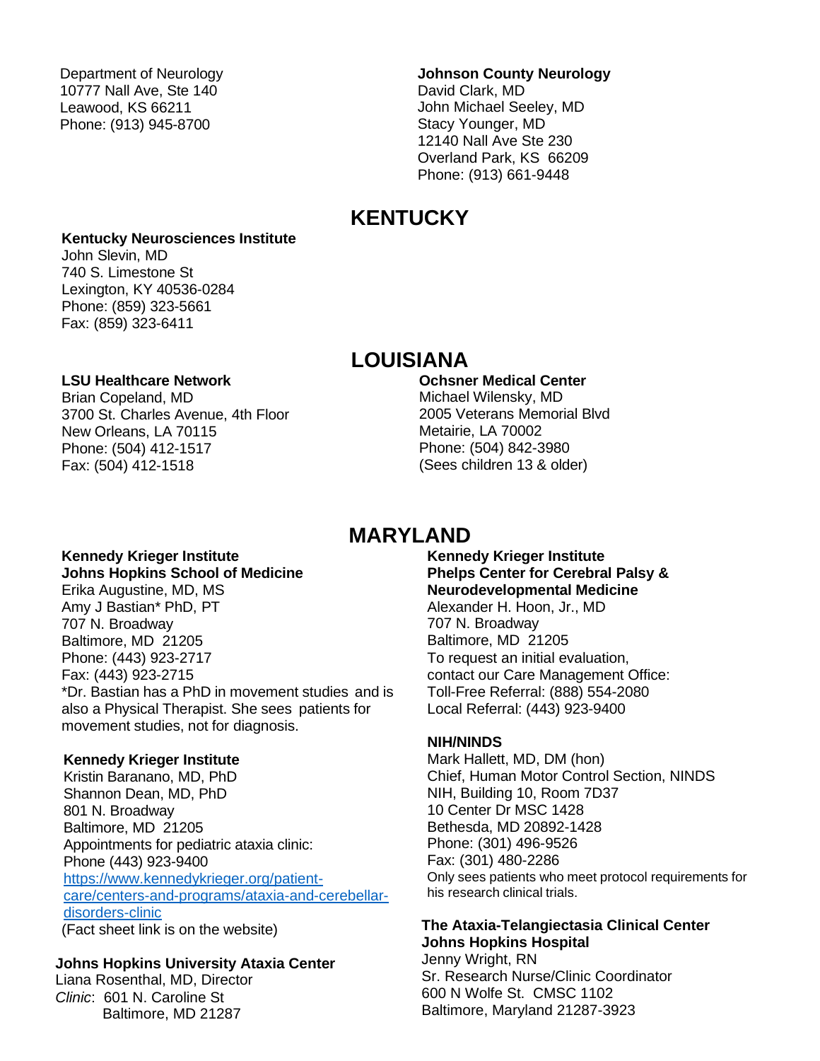Department of Neurology
10777 Nall Ave, Ste 140
Leawood, KS 66211
Phone: (913) 945-8700

**Johnson County Neurology**
David Clark, MD
John Michael Seeley, MD
Stacy Younger, MD
12140 Nall Ave Ste 230
Overland Park, KS 66209
Phone: (913) 661-9448

## KENTUCKY

**Kentucky Neurosciences Institute**
John Slevin, MD
740 S. Limestone St
Lexington, KY 40536-0284
Phone: (859) 323-5661
Fax: (859) 323-6411

## LOUISIANA

**LSU Healthcare Network**
Brian Copeland, MD
3700 St. Charles Avenue, 4th Floor
New Orleans, LA 70115
Phone: (504) 412-1517
Fax: (504) 412-1518

**Ochsner Medical Center**
Michael Wilensky, MD
2005 Veterans Memorial Blvd
Metairie, LA 70002
Phone: (504) 842-3980
(Sees children 13 & older)

## MARYLAND

**Kennedy Krieger Institute**
**Johns Hopkins School of Medicine**
Erika Augustine, MD, MS
Amy J Bastian* PhD, PT
707 N. Broadway
Baltimore, MD 21205
Phone: (443) 923-2717
Fax: (443) 923-2715
*Dr. Bastian has a PhD in movement studies and is also a Physical Therapist. She sees patients for movement studies, not for diagnosis.

**Kennedy Krieger Institute**
Kristin Baranano, MD, PhD
Shannon Dean, MD, PhD
801 N. Broadway
Baltimore, MD 21205
Appointments for pediatric ataxia clinic:
Phone (443) 923-9400
https://www.kennedykrieger.org/patient-care/centers-and-programs/ataxia-and-cerebellar-disorders-clinic
(Fact sheet link is on the website)

**Johns Hopkins University Ataxia Center**
Liana Rosenthal, MD, Director
*Clinic*: 601 N. Caroline St
Baltimore, MD 21287

**Kennedy Krieger Institute**
**Phelps Center for Cerebral Palsy & Neurodevelopmental Medicine**
Alexander H. Hoon, Jr., MD
707 N. Broadway
Baltimore, MD 21205
To request an initial evaluation, contact our Care Management Office:
Toll-Free Referral: (888) 554-2080
Local Referral: (443) 923-9400

**NIH/NINDS**
Mark Hallett, MD, DM (hon)
Chief, Human Motor Control Section, NINDS
NIH, Building 10, Room 7D37
10 Center Dr MSC 1428
Bethesda, MD 20892-1428
Phone: (301) 496-9526
Fax: (301) 480-2286
Only sees patients who meet protocol requirements for his research clinical trials.

**The Ataxia-Telangiectasia Clinical Center**
**Johns Hopkins Hospital**
Jenny Wright, RN
Sr. Research Nurse/Clinic Coordinator
600 N Wolfe St. CMSC 1102
Baltimore, Maryland 21287-3923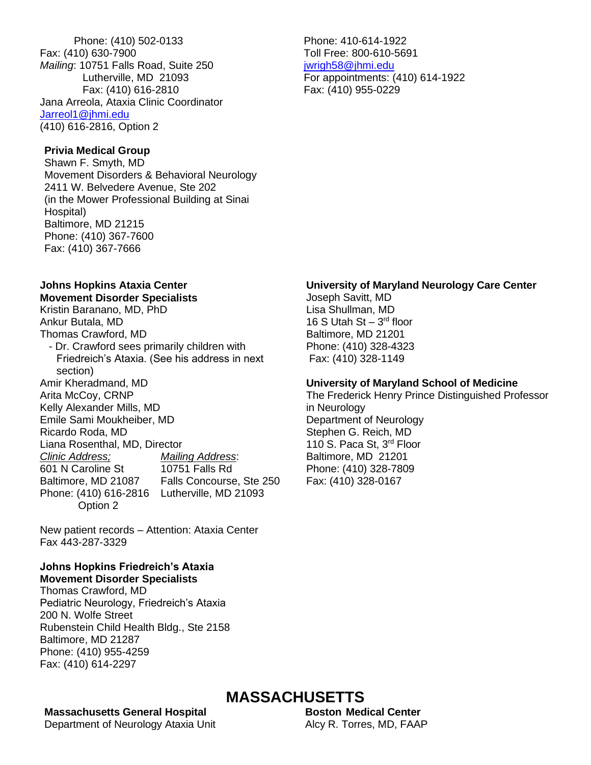Phone: (410) 502-0133
Fax: (410) 630-7900
*Mailing*: 10751 Falls Road, Suite 250
Lutherville, MD 21093
Fax: (410) 616-2810
Jana Arreola, Ataxia Clinic Coordinator
Jarreol1@jhmi.edu
(410) 616-2816, Option 2

**Privia Medical Group**
Shawn F. Smyth, MD
Movement Disorders & Behavioral Neurology
2411 W. Belvedere Avenue, Ste 202
(in the Mower Professional Building at Sinai Hospital)
Baltimore, MD 21215
Phone: (410) 367-7600
Fax: (410) 367-7666

**Johns Hopkins Ataxia Center**
**Movement Disorder Specialists**
Kristin Baranano, MD, PhD
Ankur Butala, MD
Thomas Crawford, MD
- Dr. Crawford sees primarily children with Friedreich's Ataxia. (See his address in next section)

Amir Kheradmand, MD
Arita McCoy, CRNP
Kelly Alexander Mills, MD
Emile Sami Moukheiber, MD
Ricardo Roda, MD
Liana Rosenthal, MD, Director

*Clinic Address;*
601 N Caroline St
Baltimore, MD 21087
Phone: (410) 616-2816 Option 2

*Mailing Address*:
10751 Falls Rd
Falls Concourse, Ste 250
Lutherville, MD 21093

New patient records – Attention: Ataxia Center
Fax 443-287-3329

**Johns Hopkins Friedreich's Ataxia**
**Movement Disorder Specialists**
Thomas Crawford, MD
Pediatric Neurology, Friedreich's Ataxia
200 N. Wolfe Street
Rubenstein Child Health Bldg., Ste 2158
Baltimore, MD 21287
Phone: (410) 955-4259
Fax: (410) 614-2297

Phone: 410-614-1922
Toll Free: 800-610-5691
jwrigh58@jhmi.edu
For appointments: (410) 614-1922
Fax: (410) 955-0229

**University of Maryland Neurology Care Center**
Joseph Savitt, MD
Lisa Shullman, MD
16 S Utah St – 3rd floor
Baltimore, MD 21201
Phone: (410) 328-4323
Fax: (410) 328-1149

**University of Maryland School of Medicine**
The Frederick Henry Prince Distinguished Professor in Neurology
Department of Neurology
Stephen G. Reich, MD
110 S. Paca St, 3rd Floor
Baltimore, MD 21201
Phone: (410) 328-7809
Fax: (410) 328-0167

# MASSACHUSETTS

**Massachusetts General Hospital**
Department of Neurology Ataxia Unit

**Boston Medical Center**
Alcy R. Torres, MD, FAAP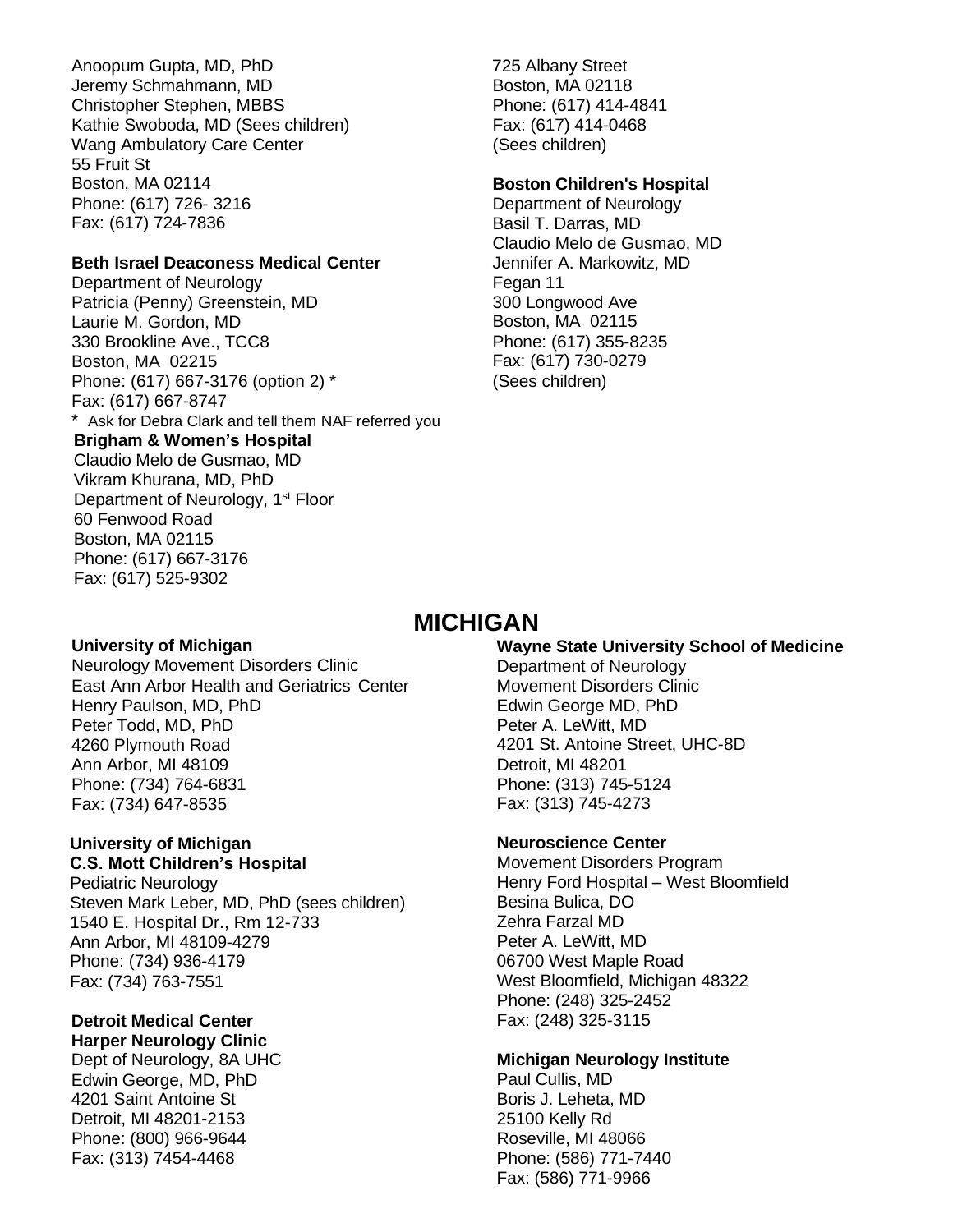Anoopum Gupta, MD, PhD
Jeremy Schmahmann, MD
Christopher Stephen, MBBS
Kathie Swoboda, MD (Sees children)
Wang Ambulatory Care Center
55 Fruit St
Boston, MA 02114
Phone: (617) 726- 3216
Fax: (617) 724-7836

**Beth Israel Deaconess Medical Center**
Department of Neurology
Patricia (Penny) Greenstein, MD
Laurie M. Gordon, MD
330 Brookline Ave., TCC8
Boston, MA 02215
Phone: (617) 667-3176 (option 2) *
Fax: (617) 667-8747
* Ask for Debra Clark and tell them NAF referred you

**Brigham & Women's Hospital**
Claudio Melo de Gusmao, MD
Vikram Khurana, MD, PhD
Department of Neurology, 1st Floor
60 Fenwood Road
Boston, MA 02115
Phone: (617) 667-3176
Fax: (617) 525-9302

725 Albany Street
Boston, MA 02118
Phone: (617) 414-4841
Fax: (617) 414-0468
(Sees children)

**Boston Children's Hospital**
Department of Neurology
Basil T. Darras, MD
Claudio Melo de Gusmao, MD
Jennifer A. Markowitz, MD
Fegan 11
300 Longwood Ave
Boston, MA 02115
Phone: (617) 355-8235
Fax: (617) 730-0279
(Sees children)

## MICHIGAN

**University of Michigan**
Neurology Movement Disorders Clinic
East Ann Arbor Health and Geriatrics Center
Henry Paulson, MD, PhD
Peter Todd, MD, PhD
4260 Plymouth Road
Ann Arbor, MI 48109
Phone: (734) 764-6831
Fax: (734) 647-8535

**University of Michigan**
**C.S. Mott Children's Hospital**
Pediatric Neurology
Steven Mark Leber, MD, PhD (sees children)
1540 E. Hospital Dr., Rm 12-733
Ann Arbor, MI 48109-4279
Phone: (734) 936-4179
Fax: (734) 763-7551

**Detroit Medical Center**
**Harper Neurology Clinic**
Dept of Neurology, 8A UHC
Edwin George, MD, PhD
4201 Saint Antoine St
Detroit, MI 48201-2153
Phone: (800) 966-9644
Fax: (313) 7454-4468

**Wayne State University School of Medicine**
Department of Neurology
Movement Disorders Clinic
Edwin George MD, PhD
Peter A. LeWitt, MD
4201 St. Antoine Street, UHC-8D
Detroit, MI 48201
Phone: (313) 745-5124
Fax: (313) 745-4273

**Neuroscience Center**
Movement Disorders Program
Henry Ford Hospital – West Bloomfield
Besina Bulica, DO
Zehra Farzal MD
Peter A. LeWitt, MD
06700 West Maple Road
West Bloomfield, Michigan 48322
Phone: (248) 325-2452
Fax: (248) 325-3115

**Michigan Neurology Institute**
Paul Cullis, MD
Boris J. Leheta, MD
25100 Kelly Rd
Roseville, MI 48066
Phone: (586) 771-7440
Fax: (586) 771-9966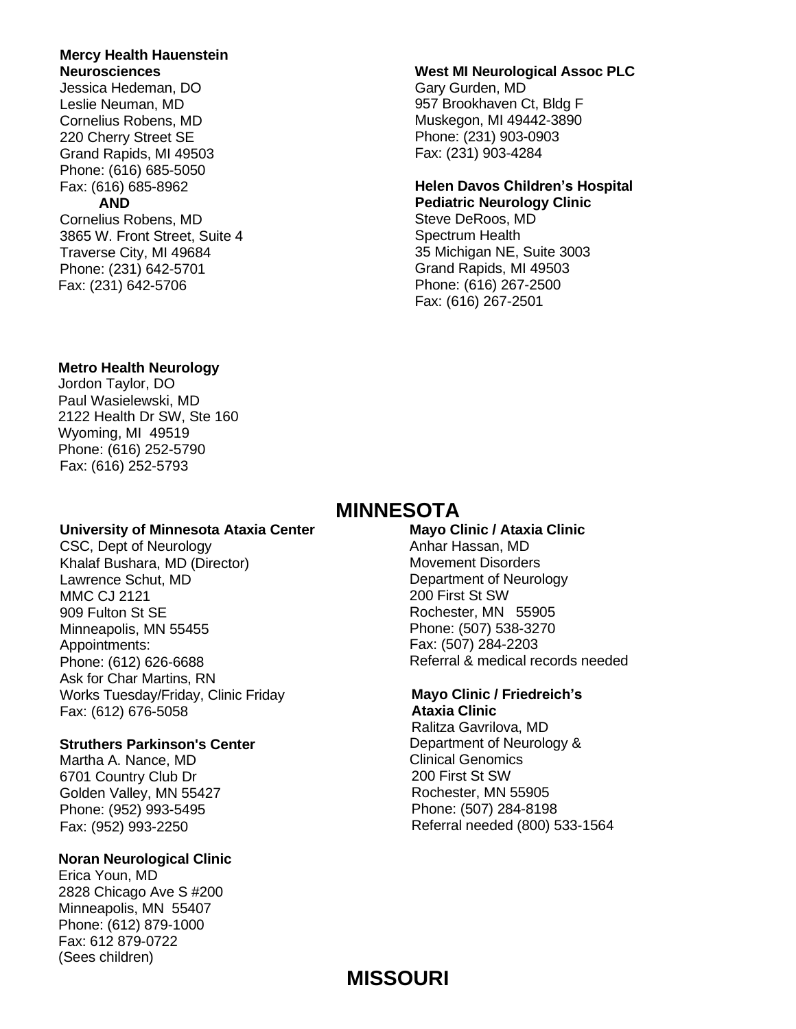**Mercy Health Hauenstein Neurosciences**
Jessica Hedeman, DO
Leslie Neuman, MD
Cornelius Robens, MD
220 Cherry Street SE
Grand Rapids, MI 49503
Phone: (616) 685-5050
Fax: (616) 685-8962
**AND**
Cornelius Robens, MD
3865 W. Front Street, Suite 4
Traverse City, MI 49684
Phone: (231) 642-5701
Fax: (231) 642-5706

**Metro Health Neurology**
Jordon Taylor, DO
Paul Wasielewski, MD
2122 Health Dr SW, Ste 160
Wyoming, MI 49519
Phone: (616) 252-5790
Fax: (616) 252-5793

**West MI Neurological Assoc PLC**
Gary Gurden, MD
957 Brookhaven Ct, Bldg F
Muskegon, MI 49442-3890
Phone: (231) 903-0903
Fax: (231) 903-4284

**Helen Davos Children's Hospital Pediatric Neurology Clinic**
Steve DeRoos, MD
Spectrum Health
35 Michigan NE, Suite 3003
Grand Rapids, MI 49503
Phone: (616) 267-2500
Fax: (616) 267-2501

## MINNESOTA

**University of Minnesota Ataxia Center**
CSC, Dept of Neurology
Khalaf Bushara, MD (Director)
Lawrence Schut, MD
MMC CJ 2121
909 Fulton St SE
Minneapolis, MN 55455
Appointments:
Phone: (612) 626-6688
Ask for Char Martins, RN
Works Tuesday/Friday, Clinic Friday
Fax: (612) 676-5058

**Struthers Parkinson's Center**
Martha A. Nance, MD
6701 Country Club Dr
Golden Valley, MN 55427
Phone: (952) 993-5495
Fax: (952) 993-2250

**Noran Neurological Clinic**
Erica Youn, MD
2828 Chicago Ave S #200
Minneapolis, MN 55407
Phone: (612) 879-1000
Fax: 612 879-0722
(Sees children)

**Mayo Clinic / Ataxia Clinic**
Anhar Hassan, MD
Movement Disorders
Department of Neurology
200 First St SW
Rochester, MN 55905
Phone: (507) 538-3270
Fax: (507) 284-2203
Referral & medical records needed

**Mayo Clinic / Friedreich's Ataxia Clinic**
Ralitza Gavrilova, MD
Department of Neurology & Clinical Genomics
200 First St SW
Rochester, MN 55905
Phone: (507) 284-8198
Referral needed (800) 533-1564

## MISSOURI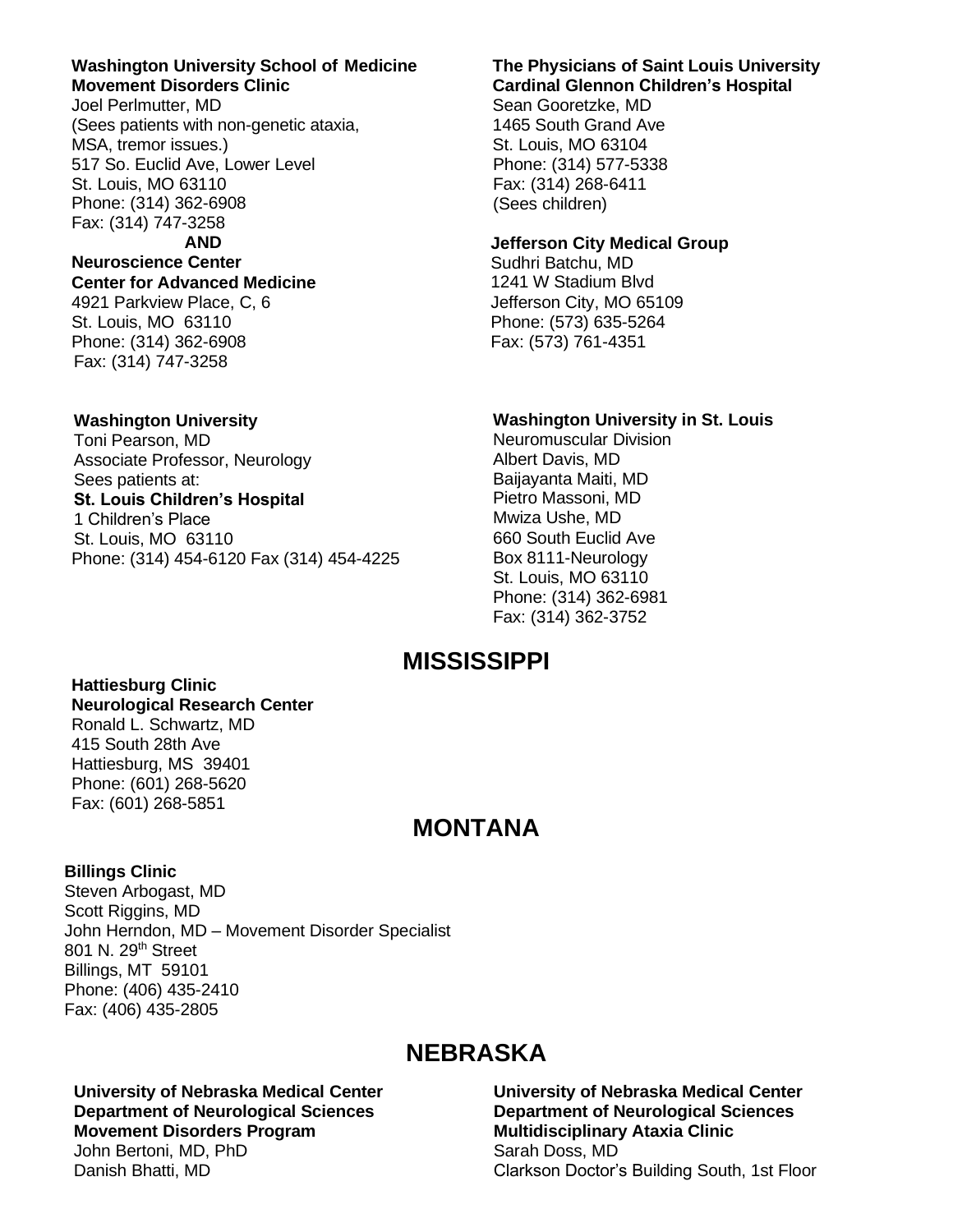**Washington University School of Medicine**
**Movement Disorders Clinic**
Joel Perlmutter, MD
(Sees patients with non-genetic ataxia, MSA, tremor issues.)
517 So. Euclid Ave, Lower Level
St. Louis, MO 63110
Phone: (314) 362-6908
Fax: (314) 747-3258

**AND**

**Neuroscience Center**
**Center for Advanced Medicine**
4921 Parkview Place, C, 6
St. Louis, MO 63110
Phone: (314) 362-6908
Fax: (314) 747-3258

**The Physicians of Saint Louis University**
**Cardinal Glennon Children's Hospital**
Sean Gooretzke, MD
1465 South Grand Ave
St. Louis, MO 63104
Phone: (314) 577-5338
Fax: (314) 268-6411
(Sees children)

**Jefferson City Medical Group**
Sudhri Batchu, MD
1241 W Stadium Blvd
Jefferson City, MO 65109
Phone: (573) 635-5264
Fax: (573) 761-4351

**Washington University**
Toni Pearson, MD
Associate Professor, Neurology
Sees patients at:
**St. Louis Children's Hospital**
1 Children's Place
St. Louis, MO 63110
Phone: (314) 454-6120 Fax (314) 454-4225

**Washington University in St. Louis**
Neuromuscular Division
Albert Davis, MD
Baijayanta Maiti, MD
Pietro Massoni, MD
Mwiza Ushe, MD
660 South Euclid Ave
Box 8111-Neurology
St. Louis, MO 63110
Phone: (314) 362-6981
Fax: (314) 362-3752

## MISSISSIPPI

**Hattiesburg Clinic**
**Neurological Research Center**
Ronald L. Schwartz, MD
415 South 28th Ave
Hattiesburg, MS 39401
Phone: (601) 268-5620
Fax: (601) 268-5851

## MONTANA

**Billings Clinic**
Steven Arbogast, MD
Scott Riggins, MD
John Herndon, MD – Movement Disorder Specialist
801 N. 29th Street
Billings, MT 59101
Phone: (406) 435-2410
Fax: (406) 435-2805

## NEBRASKA

**University of Nebraska Medical Center**
**Department of Neurological Sciences**
**Movement Disorders Program**
John Bertoni, MD, PhD
Danish Bhatti, MD

**University of Nebraska Medical Center**
**Department of Neurological Sciences**
**Multidisciplinary Ataxia Clinic**
Sarah Doss, MD
Clarkson Doctor's Building South, 1st Floor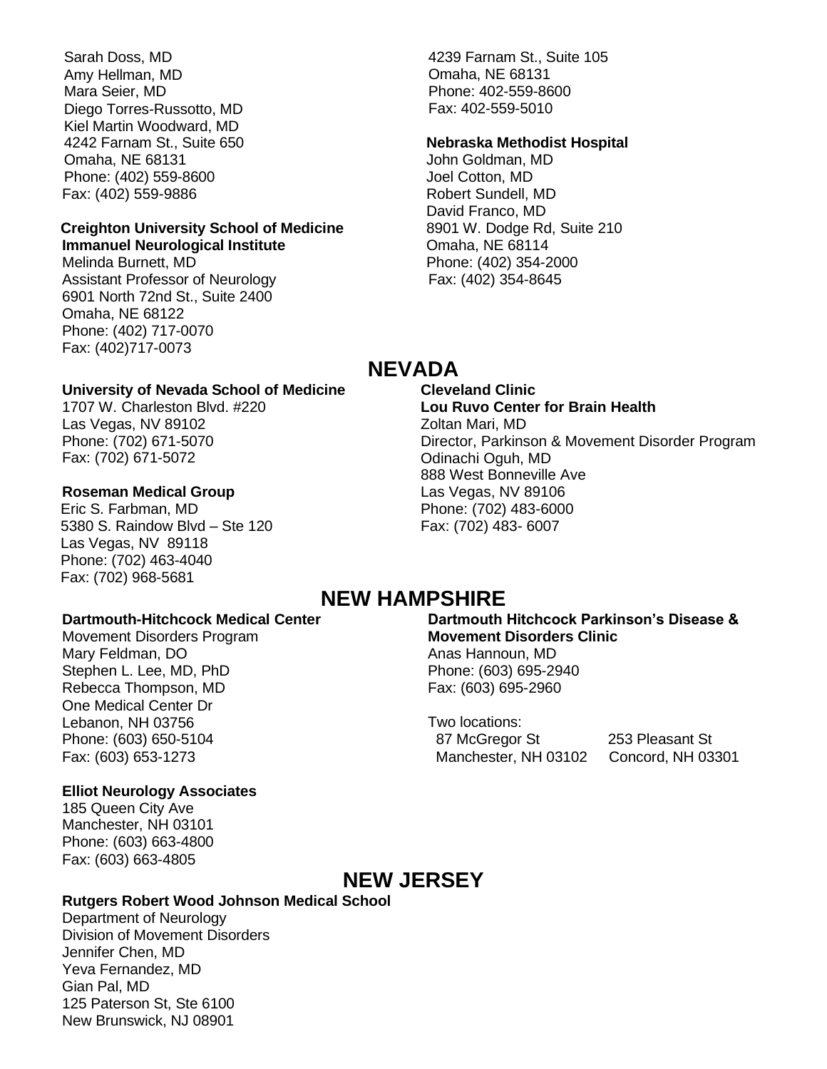Sarah Doss, MD
Amy Hellman, MD
Mara Seier, MD
Diego Torres-Russotto, MD
Kiel Martin Woodward, MD
4242 Farnam St., Suite 650
Omaha, NE 68131
Phone: (402) 559-8600
Fax: (402) 559-9886

**Creighton University School of Medicine**
**Immanuel Neurological Institute**
Melinda Burnett, MD
Assistant Professor of Neurology
6901 North 72nd St., Suite 2400
Omaha, NE 68122
Phone: (402) 717-0070
Fax: (402)717-0073

4239 Farnam St., Suite 105
Omaha, NE 68131
Phone: 402-559-8600
Fax: 402-559-5010

**Nebraska Methodist Hospital**
John Goldman, MD
Joel Cotton, MD
Robert Sundell, MD
David Franco, MD
8901 W. Dodge Rd, Suite 210
Omaha, NE 68114
Phone: (402) 354-2000
Fax: (402) 354-8645

## NEVADA

**University of Nevada School of Medicine**
1707 W. Charleston Blvd. #220
Las Vegas, NV 89102
Phone: (702) 671-5070
Fax: (702) 671-5072

**Roseman Medical Group**
Eric S. Farbman, MD
5380 S. Raindow Blvd – Ste 120
Las Vegas, NV 89118
Phone: (702) 463-4040
Fax: (702) 968-5681

**Cleveland Clinic**
**Lou Ruvo Center for Brain Health**
Zoltan Mari, MD
Director, Parkinson & Movement Disorder Program
Odinachi Oguh, MD
888 West Bonneville Ave
Las Vegas, NV 89106
Phone: (702) 483-6000
Fax: (702) 483- 6007

## NEW HAMPSHIRE

**Dartmouth-Hitchcock Medical Center**
Movement Disorders Program
Mary Feldman, DO
Stephen L. Lee, MD, PhD
Rebecca Thompson, MD
One Medical Center Dr
Lebanon, NH 03756
Phone: (603) 650-5104
Fax: (603) 653-1273

**Elliot Neurology Associates**
185 Queen City Ave
Manchester, NH 03101
Phone: (603) 663-4800
Fax: (603) 663-4805

**Dartmouth Hitchcock Parkinson's Disease & Movement Disorders Clinic**
Anas Hannoun, MD
Phone: (603) 695-2940
Fax: (603) 695-2960

Two locations:
87 McGregor St
Manchester, NH 03102

253 Pleasant St
Concord, NH 03301

## NEW JERSEY

**Rutgers Robert Wood Johnson Medical School**
Department of Neurology
Division of Movement Disorders
Jennifer Chen, MD
Yeva Fernandez, MD
Gian Pal, MD
125 Paterson St, Ste 6100
New Brunswick, NJ 08901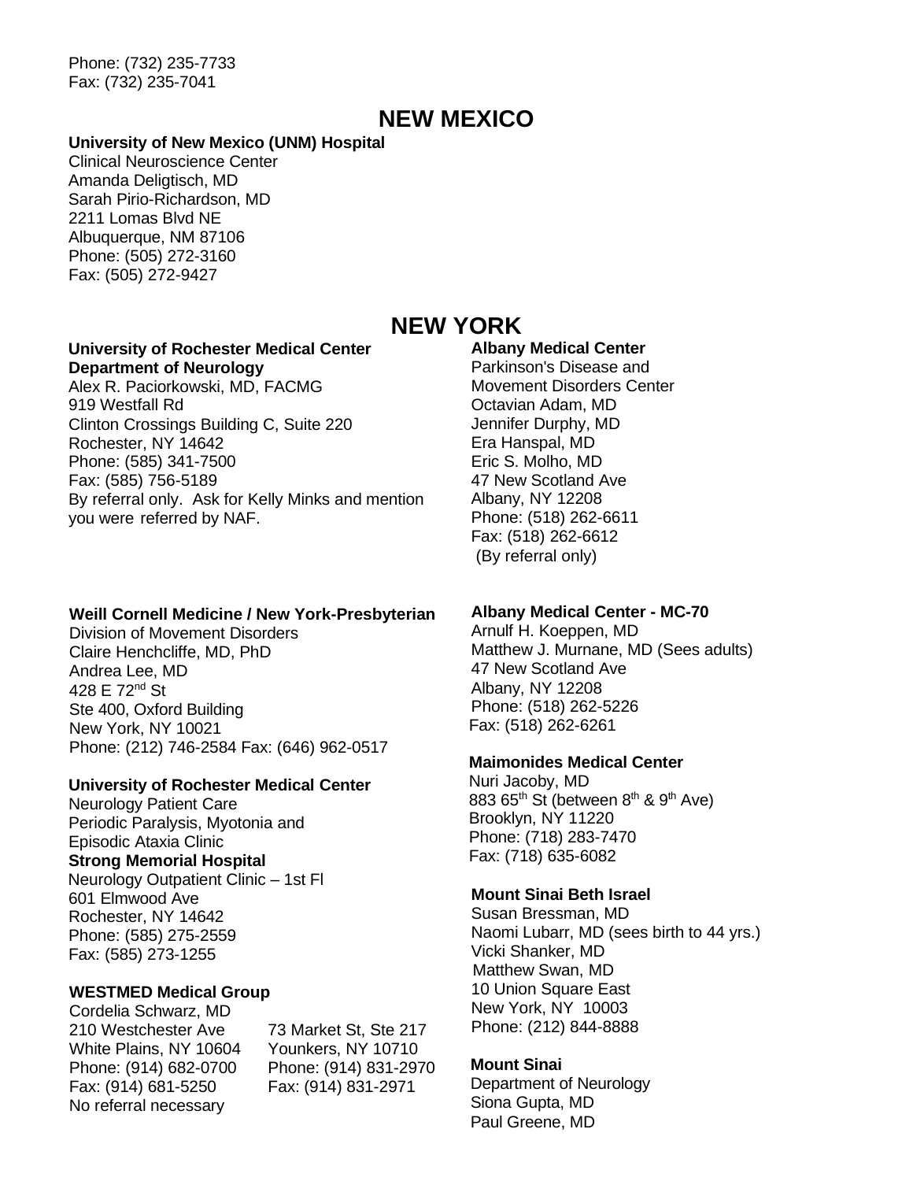Phone: (732) 235-7733
Fax: (732) 235-7041

## NEW MEXICO

**University of New Mexico (UNM) Hospital**
Clinical Neuroscience Center
Amanda Deligtisch, MD
Sarah Pirio-Richardson, MD
2211 Lomas Blvd NE
Albuquerque, NM 87106
Phone: (505) 272-3160
Fax: (505) 272-9427

## NEW YORK

**University of Rochester Medical Center**
**Department of Neurology**
Alex R. Paciorkowski, MD, FACMG
919 Westfall Rd
Clinton Crossings Building C, Suite 220
Rochester, NY 14642
Phone: (585) 341-7500
Fax: (585) 756-5189
By referral only. Ask for Kelly Minks and mention you were referred by NAF.

**Weill Cornell Medicine / New York-Presbyterian**
Division of Movement Disorders
Claire Henchcliffe, MD, PhD
Andrea Lee, MD
428 E 72nd St
Ste 400, Oxford Building
New York, NY 10021
Phone: (212) 746-2584 Fax: (646) 962-0517

**University of Rochester Medical Center**
Neurology Patient Care
Periodic Paralysis, Myotonia and Episodic Ataxia Clinic
**Strong Memorial Hospital**
Neurology Outpatient Clinic – 1st Fl
601 Elmwood Ave
Rochester, NY 14642
Phone: (585) 275-2559
Fax: (585) 273-1255

**WESTMED Medical Group**
Cordelia Schwarz, MD

210 Westchester Ave
White Plains, NY 10604
Phone: (914) 682-0700
Fax: (914) 681-5250

73 Market St, Ste 217
Younkers, NY 10710
Phone: (914) 831-2970
Fax: (914) 831-2971

No referral necessary

**Albany Medical Center**
Parkinson's Disease and Movement Disorders Center
Octavian Adam, MD
Jennifer Durphy, MD
Era Hanspal, MD
Eric S. Molho, MD
47 New Scotland Ave
Albany, NY 12208
Phone: (518) 262-6611
Fax: (518) 262-6612
(By referral only)

**Albany Medical Center - MC-70**
Arnulf H. Koeppen, MD
Matthew J. Murnane, MD (Sees adults)
47 New Scotland Ave
Albany, NY 12208
Phone: (518) 262-5226
Fax: (518) 262-6261

**Maimonides Medical Center**
Nuri Jacoby, MD
883 65th St (between 8th & 9th Ave)
Brooklyn, NY 11220
Phone: (718) 283-7470
Fax: (718) 635-6082

**Mount Sinai Beth Israel**
Susan Bressman, MD
Naomi Lubarr, MD (sees birth to 44 yrs.)
Vicki Shanker, MD
Matthew Swan, MD
10 Union Square East
New York, NY 10003
Phone: (212) 844-8888

**Mount Sinai**
Department of Neurology
Siona Gupta, MD
Paul Greene, MD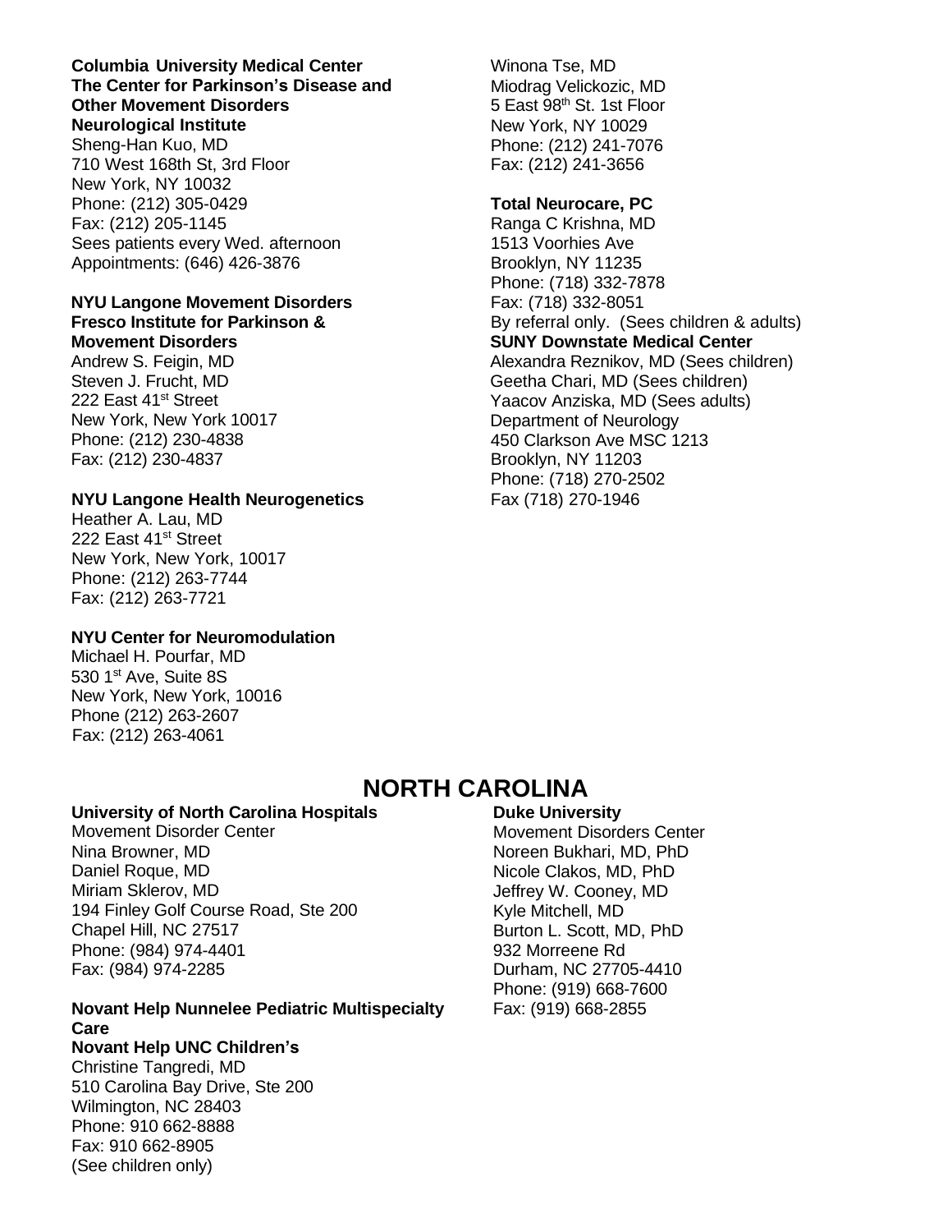**Columbia University Medical Center**
**The Center for Parkinson's Disease and Other Movement Disorders**
**Neurological Institute**
Sheng-Han Kuo, MD
710 West 168th St, 3rd Floor
New York, NY 10032
Phone: (212) 305-0429
Fax: (212) 205-1145
Sees patients every Wed. afternoon
Appointments: (646) 426-3876

**NYU Langone Movement Disorders**
**Fresco Institute for Parkinson & Movement Disorders**
Andrew S. Feigin, MD
Steven J. Frucht, MD
222 East 41st Street
New York, New York 10017
Phone: (212) 230-4838
Fax: (212) 230-4837

**NYU Langone Health Neurogenetics**
Heather A. Lau, MD
222 East 41st Street
New York, New York, 10017
Phone: (212) 263-7744
Fax: (212) 263-7721

**NYU Center for Neuromodulation**
Michael H. Pourfar, MD
530 1st Ave, Suite 8S
New York, New York, 10016
Phone (212) 263-2607
Fax: (212) 263-4061

Winona Tse, MD
Miodrag Velickozic, MD
5 East 98th St. 1st Floor
New York, NY 10029
Phone: (212) 241-7076
Fax: (212) 241-3656

**Total Neurocare, PC**
Ranga C Krishna, MD
1513 Voorhies Ave
Brooklyn, NY 11235
Phone: (718) 332-7878
Fax: (718) 332-8051
By referral only. (Sees children & adults)

**SUNY Downstate Medical Center**
Alexandra Reznikov, MD (Sees children)
Geetha Chari, MD (Sees children)
Yaacov Anziska, MD (Sees adults)
Department of Neurology
450 Clarkson Ave MSC 1213
Brooklyn, NY 11203
Phone: (718) 270-2502
Fax (718) 270-1946

# NORTH CAROLINA

**University of North Carolina Hospitals**
Movement Disorder Center
Nina Browner, MD
Daniel Roque, MD
Miriam Sklerov, MD
194 Finley Golf Course Road, Ste 200
Chapel Hill, NC 27517
Phone: (984) 974-4401
Fax: (984) 974-2285

**Novant Help Nunnelee Pediatric Multispecialty Care**
**Novant Help UNC Children's**
Christine Tangredi, MD
510 Carolina Bay Drive, Ste 200
Wilmington, NC 28403
Phone: 910 662-8888
Fax: 910 662-8905
(See children only)

**Duke University**
Movement Disorders Center
Noreen Bukhari, MD, PhD
Nicole Clakos, MD, PhD
Jeffrey W. Cooney, MD
Kyle Mitchell, MD
Burton L. Scott, MD, PhD
932 Morreene Rd
Durham, NC 27705-4410
Phone: (919) 668-7600
Fax: (919) 668-2855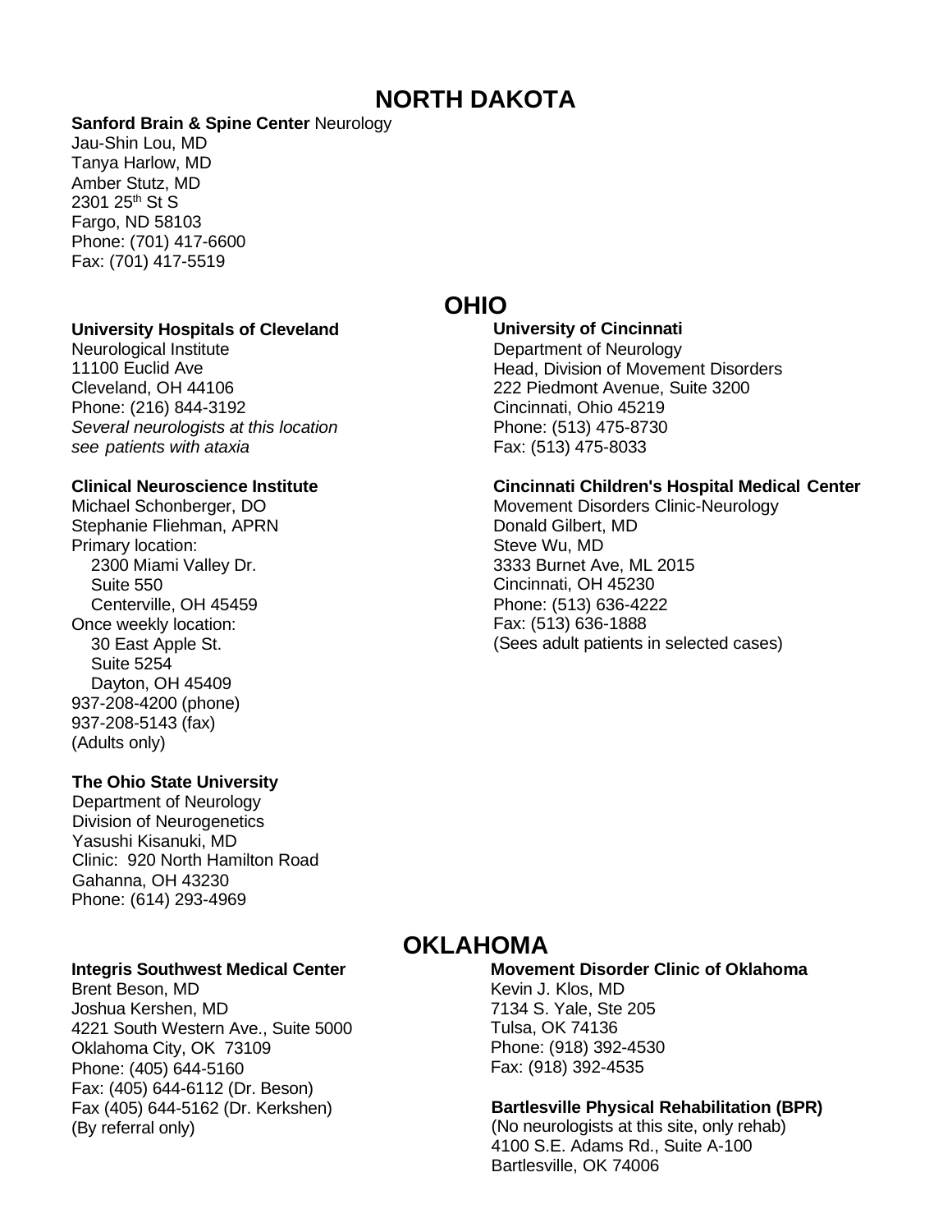# NORTH DAKOTA

**Sanford Brain & Spine Center** Neurology
Jau-Shin Lou, MD
Tanya Harlow, MD
Amber Stutz, MD
2301 25th St S
Fargo, ND 58103
Phone: (701) 417-6600
Fax: (701) 417-5519

# OHIO

**University Hospitals of Cleveland**
Neurological Institute
11100 Euclid Ave
Cleveland, OH 44106
Phone: (216) 844-3192
*Several neurologists at this location see patients with ataxia*

**Clinical Neuroscience Institute**
Michael Schonberger, DO
Stephanie Fliehman, APRN
Primary location:
2300 Miami Valley Dr.
Suite 550
Centerville, OH 45459
Once weekly location:
30 East Apple St.
Suite 5254
Dayton, OH 45409
937-208-4200 (phone)
937-208-5143 (fax)
(Adults only)

**The Ohio State University**
Department of Neurology
Division of Neurogenetics
Yasushi Kisanuki, MD
Clinic: 920 North Hamilton Road
Gahanna, OH 43230
Phone: (614) 293-4969

**University of Cincinnati**
Department of Neurology
Head, Division of Movement Disorders
222 Piedmont Avenue, Suite 3200
Cincinnati, Ohio 45219
Phone: (513) 475-8730
Fax: (513) 475-8033

**Cincinnati Children's Hospital Medical Center**
Movement Disorders Clinic-Neurology
Donald Gilbert, MD
Steve Wu, MD
3333 Burnet Ave, ML 2015
Cincinnati, OH 45230
Phone: (513) 636-4222
Fax: (513) 636-1888
(Sees adult patients in selected cases)

# OKLAHOMA

**Integris Southwest Medical Center**
Brent Beson, MD
Joshua Kershen, MD
4221 South Western Ave., Suite 5000
Oklahoma City, OK 73109
Phone: (405) 644-5160
Fax: (405) 644-6112 (Dr. Beson)
Fax (405) 644-5162 (Dr. Kerkshen)
(By referral only)

**Movement Disorder Clinic of Oklahoma**
Kevin J. Klos, MD
7134 S. Yale, Ste 205
Tulsa, OK 74136
Phone: (918) 392-4530
Fax: (918) 392-4535

**Bartlesville Physical Rehabilitation (BPR)**
(No neurologists at this site, only rehab)
4100 S.E. Adams Rd., Suite A-100
Bartlesville, OK 74006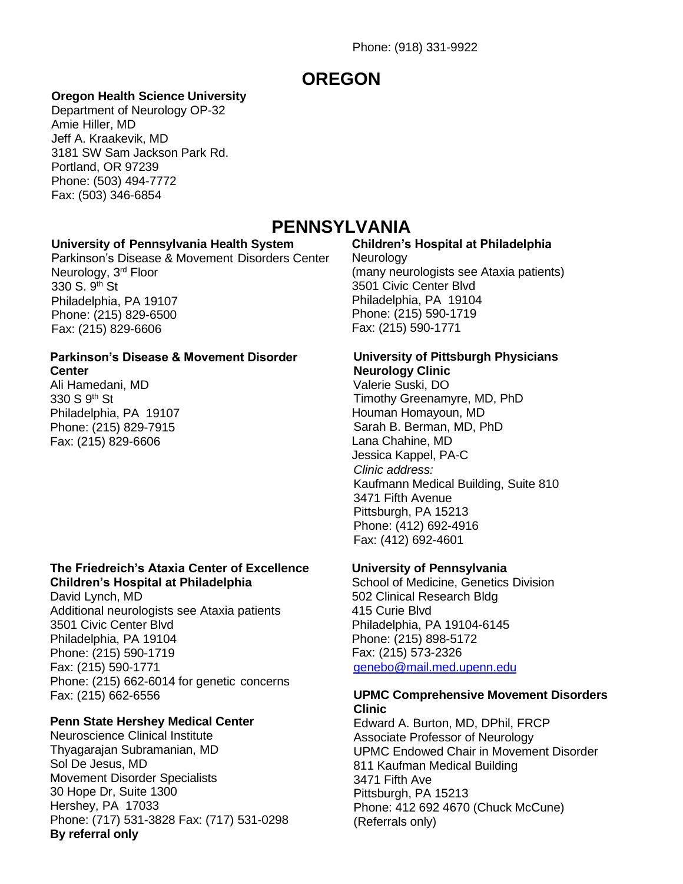Phone: (918) 331-9922

# OREGON

**Oregon Health Science University**
Department of Neurology OP-32
Amie Hiller, MD
Jeff A. Kraakevik, MD
3181 SW Sam Jackson Park Rd.
Portland, OR 97239
Phone: (503) 494-7772
Fax: (503) 346-6854

# PENNSYLVANIA

**University of Pennsylvania Health System**
Parkinson's Disease & Movement Disorders Center
Neurology, 3rd Floor
330 S. 9th St
Philadelphia, PA 19107
Phone: (215) 829-6500
Fax: (215) 829-6606

**Parkinson's Disease & Movement Disorder Center**
Ali Hamedani, MD
330 S 9th St
Philadelphia, PA 19107
Phone: (215) 829-7915
Fax: (215) 829-6606

**The Friedreich's Ataxia Center of Excellence Children's Hospital at Philadelphia**
David Lynch, MD
Additional neurologists see Ataxia patients
3501 Civic Center Blvd
Philadelphia, PA 19104
Phone: (215) 590-1719
Fax: (215) 590-1771
Phone: (215) 662-6014 for genetic concerns
Fax: (215) 662-6556

**Penn State Hershey Medical Center**
Neuroscience Clinical Institute
Thyagarajan Subramanian, MD
Sol De Jesus, MD
Movement Disorder Specialists
30 Hope Dr, Suite 1300
Hershey, PA 17033
Phone: (717) 531-3828 Fax: (717) 531-0298
**By referral only**

**Children's Hospital at Philadelphia**
Neurology
(many neurologists see Ataxia patients)
3501 Civic Center Blvd
Philadelphia, PA 19104
Phone: (215) 590-1719
Fax: (215) 590-1771

**University of Pittsburgh Physicians Neurology Clinic**
Valerie Suski, DO
Timothy Greenamyre, MD, PhD
Houman Homayoun, MD
Sarah B. Berman, MD, PhD
Lana Chahine, MD
Jessica Kappel, PA-C
*Clinic address:*
Kaufmann Medical Building, Suite 810
3471 Fifth Avenue
Pittsburgh, PA 15213
Phone: (412) 692-4916
Fax: (412) 692-4601

**University of Pennsylvania**
School of Medicine, Genetics Division
502 Clinical Research Bldg
415 Curie Blvd
Philadelphia, PA 19104-6145
Phone: (215) 898-5172
Fax: (215) 573-2326
genebo@mail.med.upenn.edu

**UPMC Comprehensive Movement Disorders Clinic**
Edward A. Burton, MD, DPhil, FRCP
Associate Professor of Neurology
UPMC Endowed Chair in Movement Disorder
811 Kaufman Medical Building
3471 Fifth Ave
Pittsburgh, PA 15213
Phone: 412 692 4670 (Chuck McCune)
(Referrals only)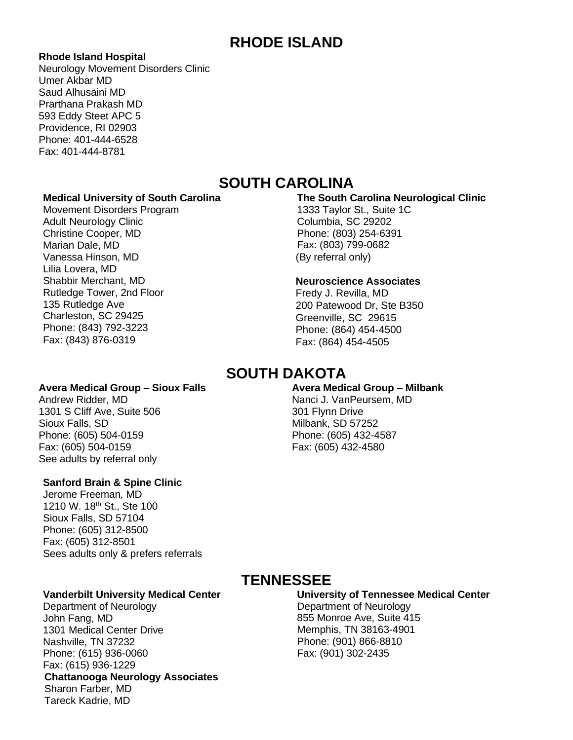# RHODE ISLAND

**Rhode Island Hospital**
Neurology Movement Disorders Clinic
Umer Akbar MD
Saud Alhusaini MD
Prarthana Prakash MD
593 Eddy Steet APC 5
Providence, RI 02903
Phone: 401-444-6528
Fax: 401-444-8781

# SOUTH CAROLINA

**Medical University of South Carolina**
Movement Disorders Program
Adult Neurology Clinic
Christine Cooper, MD
Marian Dale, MD
Vanessa Hinson, MD
Lilia Lovera, MD
Shabbir Merchant, MD
Rutledge Tower, 2nd Floor
135 Rutledge Ave
Charleston, SC 29425
Phone: (843) 792-3223
Fax: (843) 876-0319

**The South Carolina Neurological Clinic**
1333 Taylor St., Suite 1C
Columbia, SC 29202
Phone: (803) 254-6391
Fax: (803) 799-0682
(By referral only)

**Neuroscience Associates**
Fredy J. Revilla, MD
200 Patewood Dr, Ste B350
Greenville, SC 29615
Phone: (864) 454-4500
Fax: (864) 454-4505

# SOUTH DAKOTA

**Avera Medical Group – Sioux Falls**
Andrew Ridder, MD
1301 S Cliff Ave, Suite 506
Sioux Falls, SD
Phone: (605) 504-0159
Fax: (605) 504-0159
See adults by referral only

**Sanford Brain & Spine Clinic**
Jerome Freeman, MD
1210 W. 18th St., Ste 100
Sioux Falls, SD 57104
Phone: (605) 312-8500
Fax: (605) 312-8501
Sees adults only & prefers referrals

**Avera Medical Group – Milbank**
Nanci J. VanPeursem, MD
301 Flynn Drive
Milbank, SD 57252
Phone: (605) 432-4587
Fax: (605) 432-4580

# TENNESSEE

**Vanderbilt University Medical Center**
Department of Neurology
John Fang, MD
1301 Medical Center Drive
Nashville, TN 37232
Phone: (615) 936-0060
Fax: (615) 936-1229

**Chattanooga Neurology Associates**
Sharon Farber, MD
Tareck Kadrie, MD

**University of Tennessee Medical Center**
Department of Neurology
855 Monroe Ave, Suite 415
Memphis, TN 38163-4901
Phone: (901) 866-8810
Fax: (901) 302-2435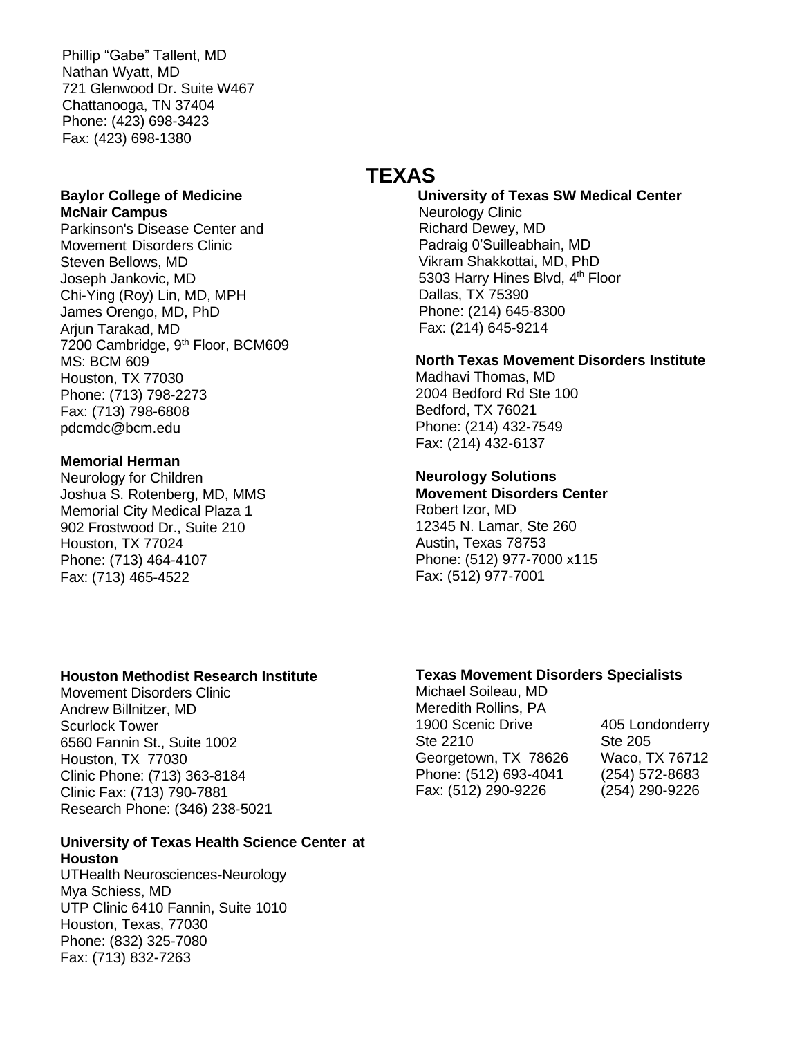Phillip "Gabe" Tallent, MD
Nathan Wyatt, MD
721 Glenwood Dr. Suite W467
Chattanooga, TN 37404
Phone: (423) 698-3423
Fax: (423) 698-1380

# TEXAS

**Baylor College of Medicine McNair Campus**
Parkinson's Disease Center and Movement Disorders Clinic
Steven Bellows, MD
Joseph Jankovic, MD
Chi-Ying (Roy) Lin, MD, MPH
James Orengo, MD, PhD
Arjun Tarakad, MD
7200 Cambridge, 9th Floor, BCM609
MS: BCM 609
Houston, TX 77030
Phone: (713) 798-2273
Fax: (713) 798-6808
pdcmdc@bcm.edu

**Memorial Herman**
Neurology for Children
Joshua S. Rotenberg, MD, MMS
Memorial City Medical Plaza 1
902 Frostwood Dr., Suite 210
Houston, TX 77024
Phone: (713) 464-4107
Fax: (713) 465-4522

**Houston Methodist Research Institute**
Movement Disorders Clinic
Andrew Billnitzer, MD
Scurlock Tower
6560 Fannin St., Suite 1002
Houston, TX 77030
Clinic Phone: (713) 363-8184
Clinic Fax: (713) 790-7881
Research Phone: (346) 238-5021

**University of Texas Health Science Center at Houston**
UTHealth Neurosciences-Neurology
Mya Schiess, MD
UTP Clinic 6410 Fannin, Suite 1010
Houston, Texas, 77030
Phone: (832) 325-7080
Fax: (713) 832-7263

**University of Texas SW Medical Center**
Neurology Clinic
Richard Dewey, MD
Padraig 0'Suilleabhain, MD
Vikram Shakkottai, MD, PhD
5303 Harry Hines Blvd, 4th Floor
Dallas, TX 75390
Phone: (214) 645-8300
Fax: (214) 645-9214

**North Texas Movement Disorders Institute**
Madhavi Thomas, MD
2004 Bedford Rd Ste 100
Bedford, TX 76021
Phone: (214) 432-7549
Fax: (214) 432-6137

**Neurology Solutions Movement Disorders Center**
Robert Izor, MD
12345 N. Lamar, Ste 260
Austin, Texas 78753
Phone: (512) 977-7000 x115
Fax: (512) 977-7001

**Texas Movement Disorders Specialists**
Michael Soileau, MD
Meredith Rollins, PA

1900 Scenic Drive
Ste 2210
Georgetown, TX 78626
Phone: (512) 693-4041
Fax: (512) 290-9226

405 Londonderry
Ste 205
Waco, TX 76712
(254) 572-8683
(254) 290-9226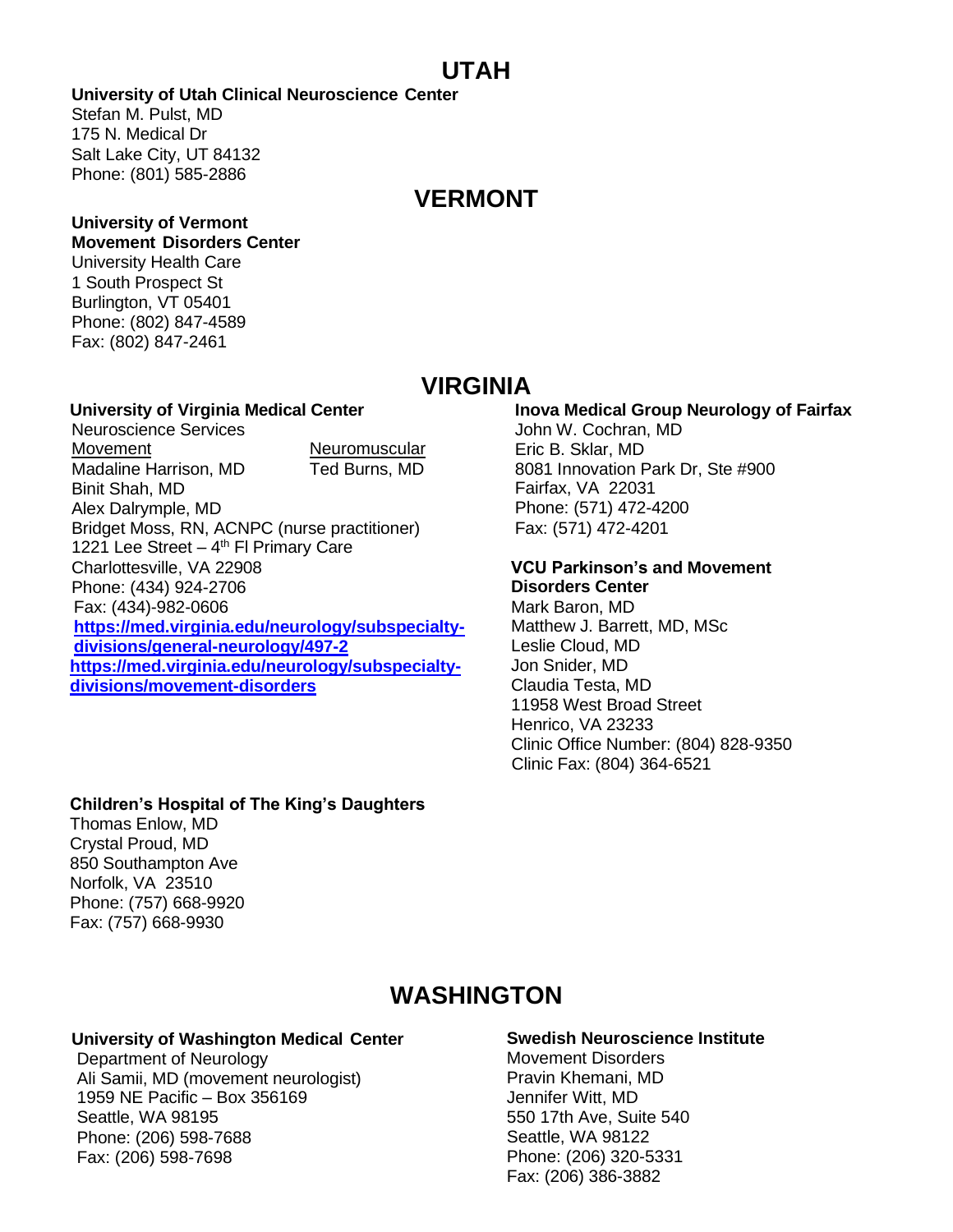# UTAH

**University of Utah Clinical Neuroscience Center**
Stefan M. Pulst, MD
175 N. Medical Dr
Salt Lake City, UT 84132
Phone: (801) 585-2886

# VERMONT

**University of Vermont**
**Movement Disorders Center**
University Health Care
1 South Prospect St
Burlington, VT 05401
Phone: (802) 847-4589
Fax: (802) 847-2461

# VIRGINIA

**University of Virginia Medical Center**
Neuroscience Services

Movement
Madaline Harrison, MD
Binit Shah, MD
Alex Dalrymple, MD
Bridget Moss, RN, ACNPC (nurse practitioner)

Neuromuscular
Ted Burns, MD

1221 Lee Street – 4th Fl Primary Care
Charlottesville, VA 22908
Phone: (434) 924-2706
Fax: (434)-982-0606
**https://med.virginia.edu/neurology/subspecialty-divisions/general-neurology/497-2**
**https://med.virginia.edu/neurology/subspecialty-divisions/movement-disorders**

**Inova Medical Group Neurology of Fairfax**
John W. Cochran, MD
Eric B. Sklar, MD
8081 Innovation Park Dr, Ste #900
Fairfax, VA 22031
Phone: (571) 472-4200
Fax: (571) 472-4201

**VCU Parkinson's and Movement Disorders Center**
Mark Baron, MD
Matthew J. Barrett, MD, MSc
Leslie Cloud, MD
Jon Snider, MD
Claudia Testa, MD
11958 West Broad Street
Henrico, VA 23233
Clinic Office Number: (804) 828-9350
Clinic Fax: (804) 364-6521

**Children's Hospital of The King's Daughters**
Thomas Enlow, MD
Crystal Proud, MD
850 Southampton Ave
Norfolk, VA 23510
Phone: (757) 668-9920
Fax: (757) 668-9930

# WASHINGTON

**University of Washington Medical Center**
Department of Neurology
Ali Samii, MD (movement neurologist)
1959 NE Pacific – Box 356169
Seattle, WA 98195
Phone: (206) 598-7688
Fax: (206) 598-7698

**Swedish Neuroscience Institute**
Movement Disorders
Pravin Khemani, MD
Jennifer Witt, MD
550 17th Ave, Suite 540
Seattle, WA 98122
Phone: (206) 320-5331
Fax: (206) 386-3882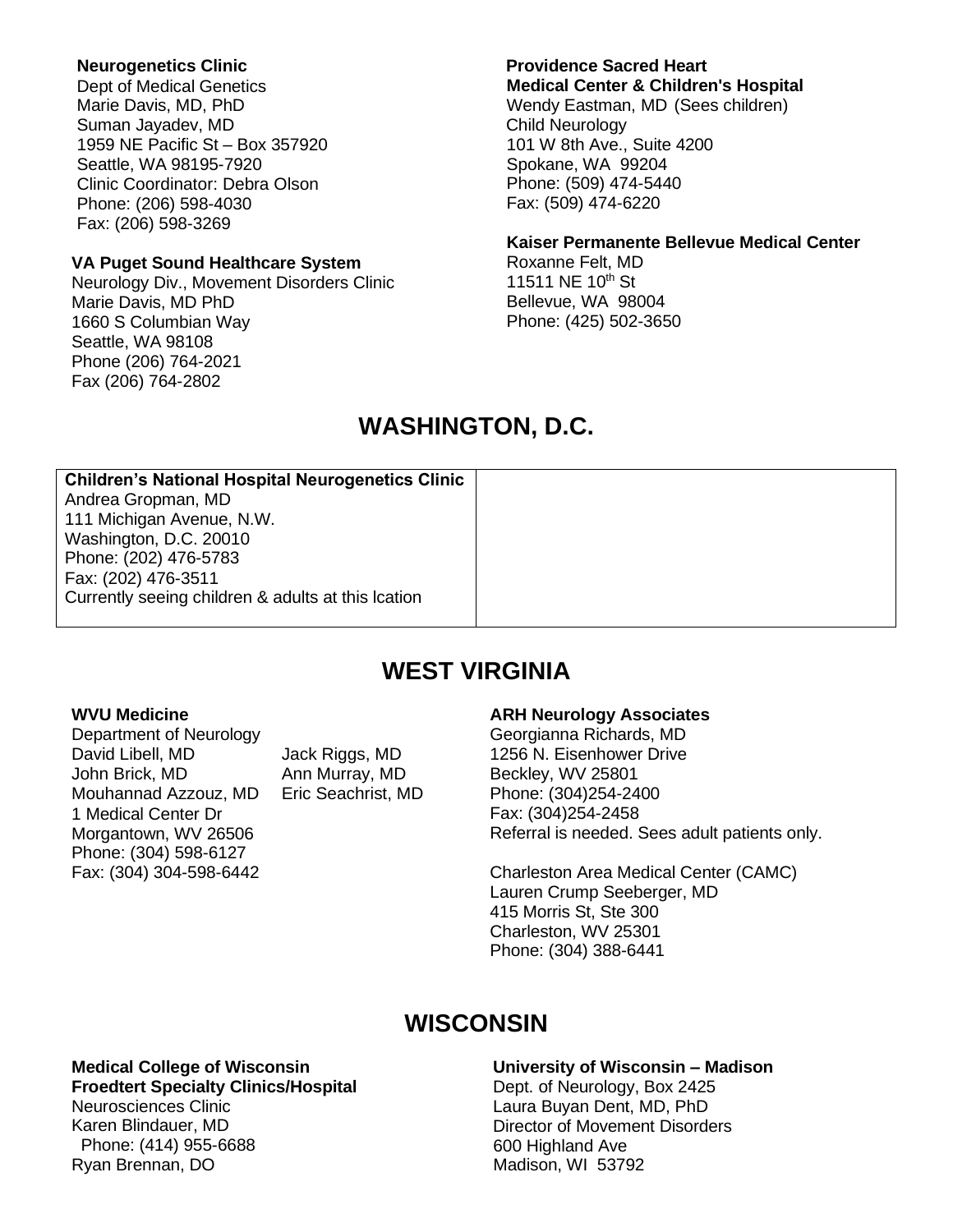**Neurogenetics Clinic**
Dept of Medical Genetics
Marie Davis, MD, PhD
Suman Jayadev, MD
1959 NE Pacific St – Box 357920
Seattle, WA 98195-7920
Clinic Coordinator: Debra Olson
Phone: (206) 598-4030
Fax: (206) 598-3269

**VA Puget Sound Healthcare System**
Neurology Div., Movement Disorders Clinic
Marie Davis, MD PhD
1660 S Columbian Way
Seattle, WA 98108
Phone (206) 764-2021
Fax (206) 764-2802

**Providence Sacred Heart Medical Center & Children's Hospital**
Wendy Eastman, MD (Sees children)
Child Neurology
101 W 8th Ave., Suite 4200
Spokane, WA 99204
Phone: (509) 474-5440
Fax: (509) 474-6220

**Kaiser Permanente Bellevue Medical Center**
Roxanne Felt, MD
11511 NE 10th St
Bellevue, WA 98004
Phone: (425) 502-3650

## WASHINGTON, D.C.

**Children's National Hospital Neurogenetics Clinic**
Andrea Gropman, MD
111 Michigan Avenue, N.W.
Washington, D.C. 20010
Phone: (202) 476-5783
Fax: (202) 476-3511
Currently seeing children & adults at this lcation

## WEST VIRGINIA

**WVU Medicine**
Department of Neurology
David Libell, MD
John Brick, MD
Mouhannad Azzouz, MD
Jack Riggs, MD
Ann Murray, MD
Eric Seachrist, MD
1 Medical Center Dr
Morgantown, WV 26506
Phone: (304) 598-6127
Fax: (304) 304-598-6442

**ARH Neurology Associates**
Georgianna Richards, MD
1256 N. Eisenhower Drive
Beckley, WV 25801
Phone: (304)254-2400
Fax: (304)254-2458
Referral is needed. Sees adult patients only.

Charleston Area Medical Center (CAMC)
Lauren Crump Seeberger, MD
415 Morris St, Ste 300
Charleston, WV 25301
Phone: (304) 388-6441

## WISCONSIN

**Medical College of Wisconsin**
**Froedtert Specialty Clinics/Hospital**
Neurosciences Clinic
Karen Blindauer, MD
Phone: (414) 955-6688
Ryan Brennan, DO

**University of Wisconsin – Madison**
Dept. of Neurology, Box 2425
Laura Buyan Dent, MD, PhD
Director of Movement Disorders
600 Highland Ave
Madison, WI 53792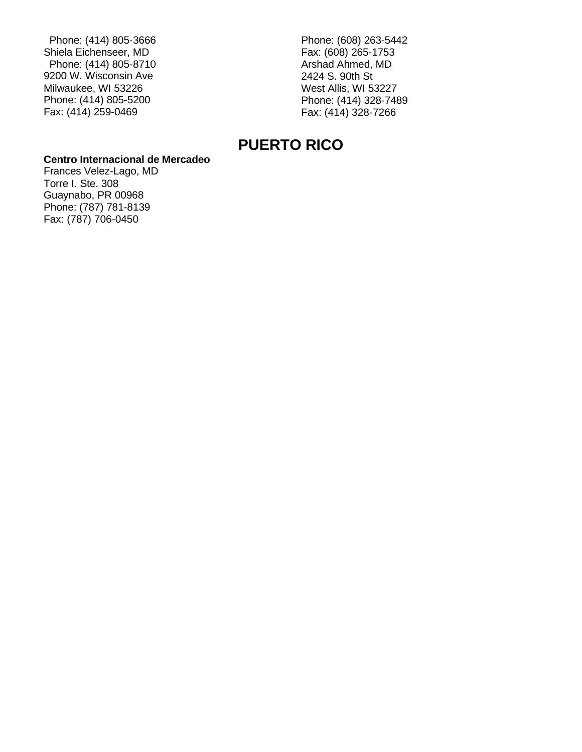Phone: (414) 805-3666
Shiela Eichenseer, MD
Phone: (414) 805-8710
9200 W. Wisconsin Ave
Milwaukee, WI 53226
Phone: (414) 805-5200
Fax: (414) 259-0469

Phone: (608) 263-5442
Fax: (608) 265-1753
Arshad Ahmed, MD
2424 S. 90th St
West Allis, WI 53227
Phone: (414) 328-7489
Fax: (414) 328-7266

## PUERTO RICO

**Centro Internacional de Mercadeo**
Frances Velez-Lago, MD
Torre I. Ste. 308
Guaynabo, PR 00968
Phone: (787) 781-8139
Fax: (787) 706-0450